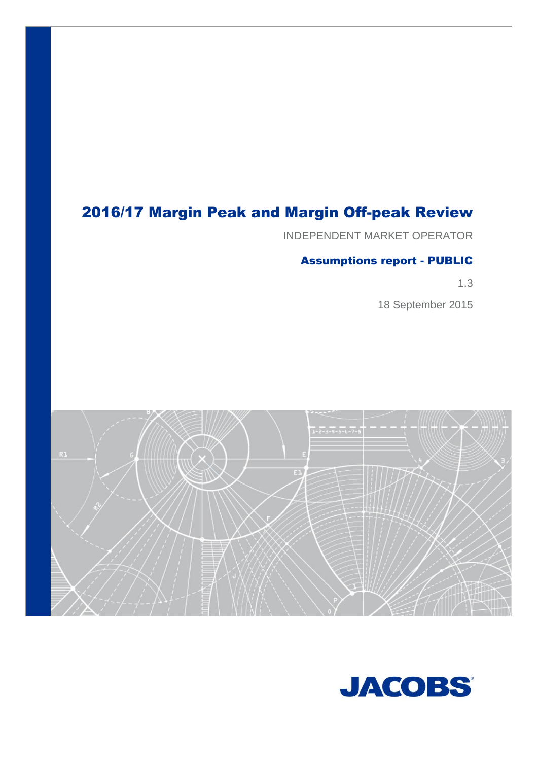# 2016/17 Margin Peak and Margin Off-peak Review

INDEPENDENT MARKET OPERATOR

## Assumptions report - PUBLIC

1.3

18 September 2015

JACOBS®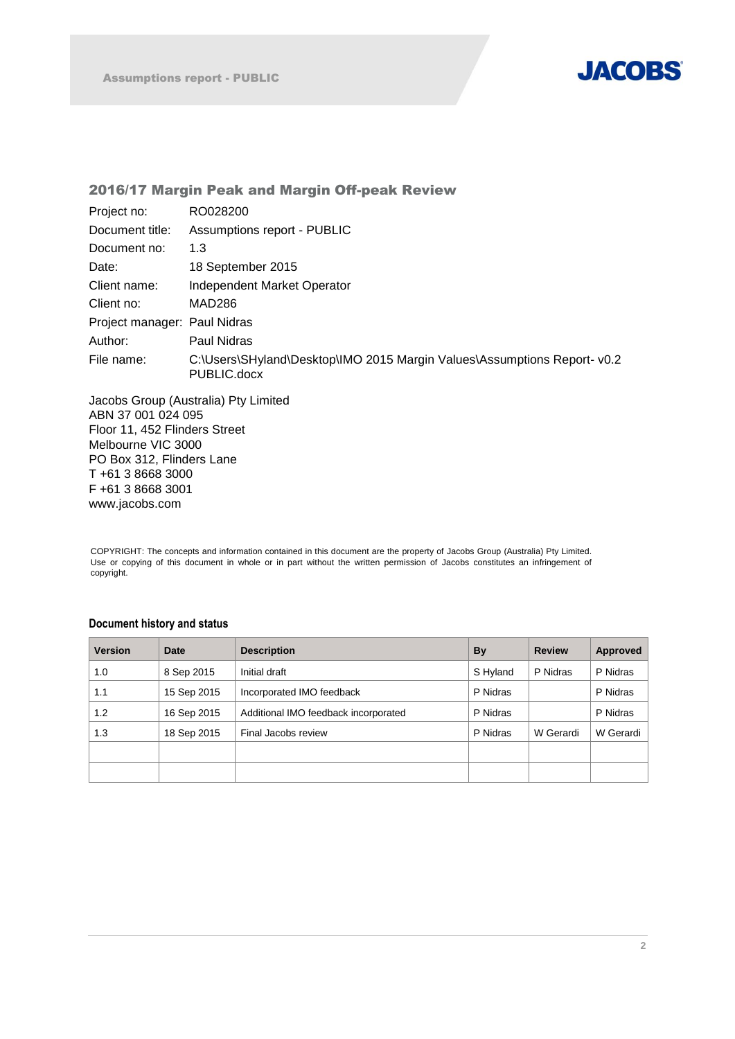## 2016/17 Margin Peak and Margin Off-peak Review

| | |
|---|---|
| Project no: | RO028200 |
| Document title: | Assumptions report - PUBLIC |
| Document no: | 1.3 |
| Date: | 18 September 2015 |
| Client name: | Independent Market Operator |
| Client no: | MAD286 |
| Project manager: | Paul Nidras |
| Author: | Paul Nidras |
| File name: | C:\Users\SHyland\Desktop\IMO 2015 Margin Values\Assumptions Report- v0.2 PUBLIC.docx |

Jacobs Group (Australia) Pty Limited
ABN 37 001 024 095
Floor 11, 452 Flinders Street
Melbourne VIC 3000
PO Box 312, Flinders Lane
T +61 3 8668 3000
F +61 3 8668 3001
www.jacobs.com

COPYRIGHT: The concepts and information contained in this document are the property of Jacobs Group (Australia) Pty Limited. Use or copying of this document in whole or in part without the written permission of Jacobs constitutes an infringement of copyright.

### Document history and status

| Version | Date | Description | By | Review | Approved |
|---|---|---|---|---|---|
| 1.0 | 8 Sep 2015 | Initial draft | S Hyland | P Nidras | P Nidras |
| 1.1 | 15 Sep 2015 | Incorporated IMO feedback | P Nidras | | P Nidras |
| 1.2 | 16 Sep 2015 | Additional IMO feedback incorporated | P Nidras | | P Nidras |
| 1.3 | 18 Sep 2015 | Final Jacobs review | P Nidras | W Gerardi | W Gerardi |
| | | | | | |
| | | | | | |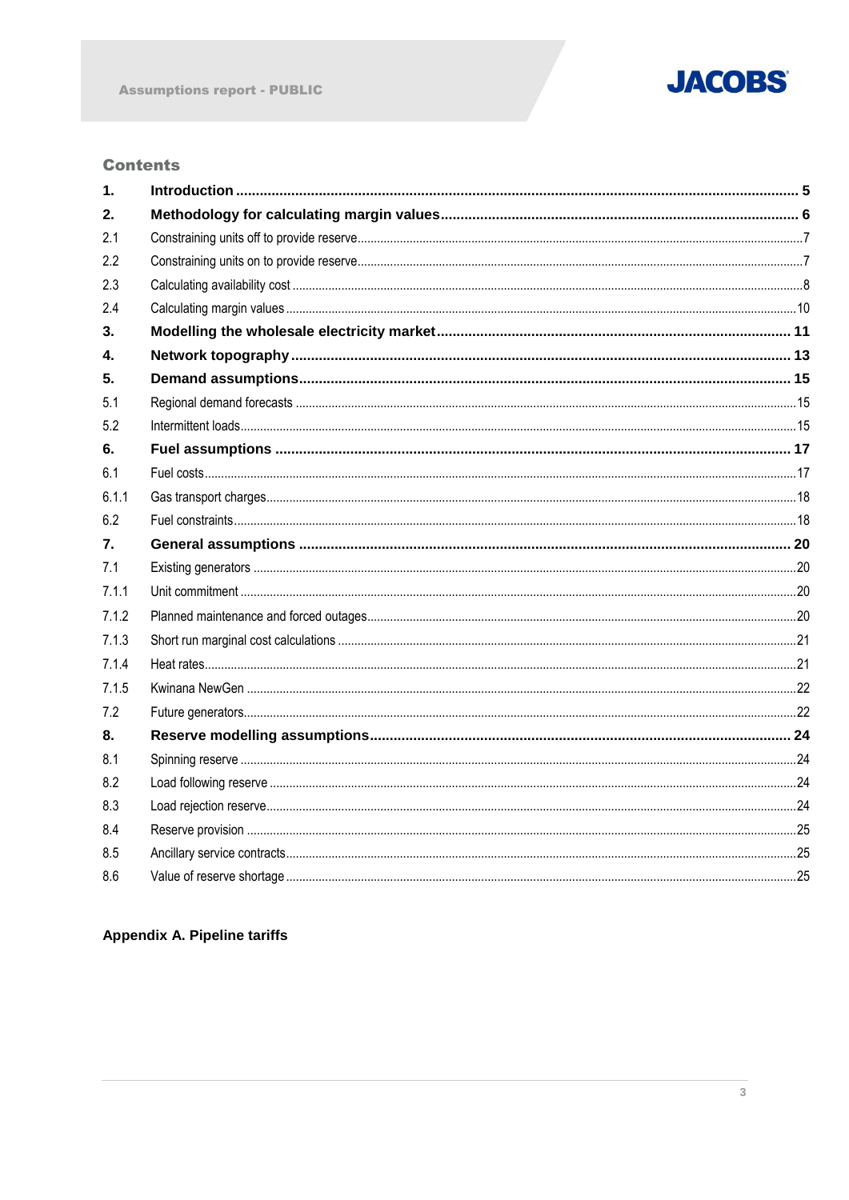## Contents

| | | |
|---|---|---|
| **1.** | **Introduction** | **5** |
| **2.** | **Methodology for calculating margin values** | **6** |
| 2.1 | Constraining units off to provide reserve | 7 |
| 2.2 | Constraining units on to provide reserve | 7 |
| 2.3 | Calculating availability cost | 8 |
| 2.4 | Calculating margin values | 10 |
| **3.** | **Modelling the wholesale electricity market** | **11** |
| **4.** | **Network topography** | **13** |
| **5.** | **Demand assumptions** | **15** |
| 5.1 | Regional demand forecasts | 15 |
| 5.2 | Intermittent loads | 15 |
| **6.** | **Fuel assumptions** | **17** |
| 6.1 | Fuel costs | 17 |
| 6.1.1 | Gas transport charges | 18 |
| 6.2 | Fuel constraints | 18 |
| **7.** | **General assumptions** | **20** |
| 7.1 | Existing generators | 20 |
| 7.1.1 | Unit commitment | 20 |
| 7.1.2 | Planned maintenance and forced outages | 20 |
| 7.1.3 | Short run marginal cost calculations | 21 |
| 7.1.4 | Heat rates | 21 |
| 7.1.5 | Kwinana NewGen | 22 |
| 7.2 | Future generators | 22 |
| **8.** | **Reserve modelling assumptions** | **24** |
| 8.1 | Spinning reserve | 24 |
| 8.2 | Load following reserve | 24 |
| 8.3 | Load rejection reserve | 24 |
| 8.4 | Reserve provision | 25 |
| 8.5 | Ancillary service contracts | 25 |
| 8.6 | Value of reserve shortage | 25 |

**Appendix A. Pipeline tariffs**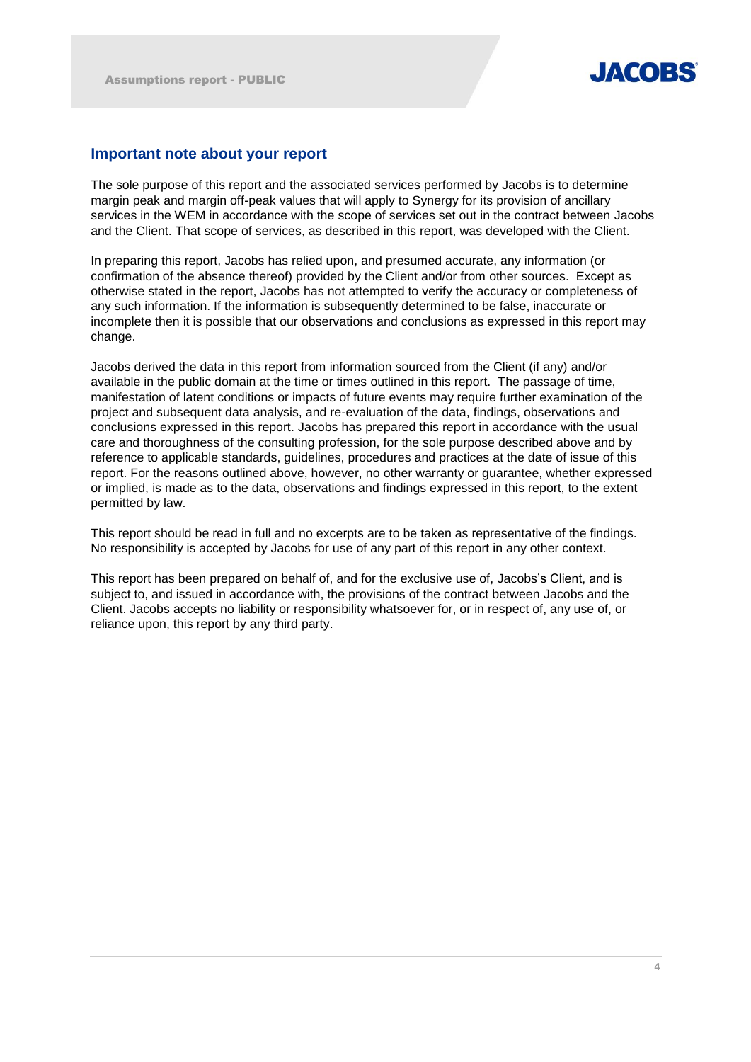## Important note about your report

The sole purpose of this report and the associated services performed by Jacobs is to determine margin peak and margin off-peak values that will apply to Synergy for its provision of ancillary services in the WEM in accordance with the scope of services set out in the contract between Jacobs and the Client. That scope of services, as described in this report, was developed with the Client.

In preparing this report, Jacobs has relied upon, and presumed accurate, any information (or confirmation of the absence thereof) provided by the Client and/or from other sources. Except as otherwise stated in the report, Jacobs has not attempted to verify the accuracy or completeness of any such information. If the information is subsequently determined to be false, inaccurate or incomplete then it is possible that our observations and conclusions as expressed in this report may change.

Jacobs derived the data in this report from information sourced from the Client (if any) and/or available in the public domain at the time or times outlined in this report. The passage of time, manifestation of latent conditions or impacts of future events may require further examination of the project and subsequent data analysis, and re-evaluation of the data, findings, observations and conclusions expressed in this report. Jacobs has prepared this report in accordance with the usual care and thoroughness of the consulting profession, for the sole purpose described above and by reference to applicable standards, guidelines, procedures and practices at the date of issue of this report. For the reasons outlined above, however, no other warranty or guarantee, whether expressed or implied, is made as to the data, observations and findings expressed in this report, to the extent permitted by law.

This report should be read in full and no excerpts are to be taken as representative of the findings. No responsibility is accepted by Jacobs for use of any part of this report in any other context.

This report has been prepared on behalf of, and for the exclusive use of, Jacobs's Client, and is subject to, and issued in accordance with, the provisions of the contract between Jacobs and the Client. Jacobs accepts no liability or responsibility whatsoever for, or in respect of, any use of, or reliance upon, this report by any third party.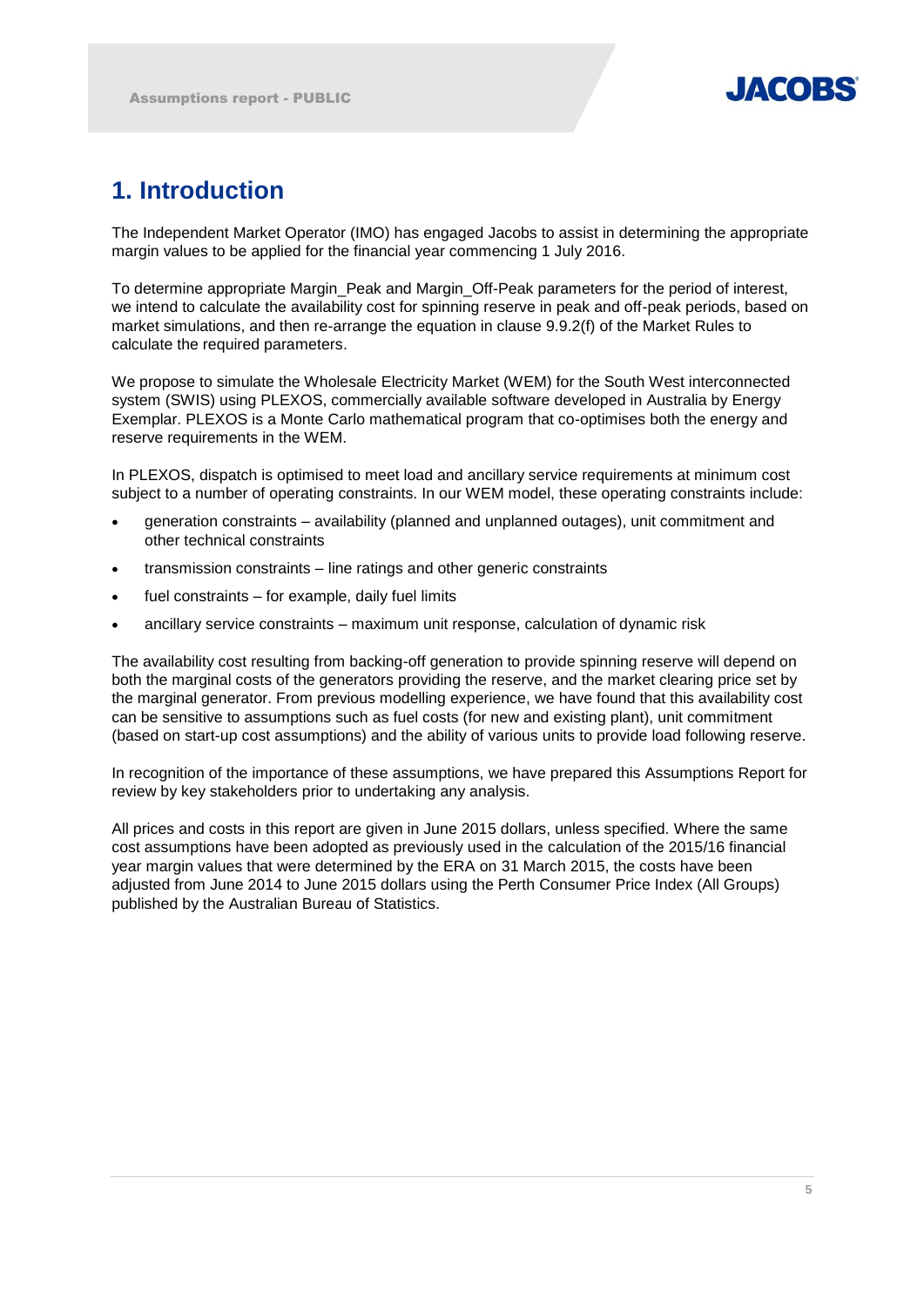# 1. Introduction

The Independent Market Operator (IMO) has engaged Jacobs to assist in determining the appropriate margin values to be applied for the financial year commencing 1 July 2016.

To determine appropriate Margin_Peak and Margin_Off-Peak parameters for the period of interest, we intend to calculate the availability cost for spinning reserve in peak and off-peak periods, based on market simulations, and then re-arrange the equation in clause 9.9.2(f) of the Market Rules to calculate the required parameters.

We propose to simulate the Wholesale Electricity Market (WEM) for the South West interconnected system (SWIS) using PLEXOS, commercially available software developed in Australia by Energy Exemplar. PLEXOS is a Monte Carlo mathematical program that co-optimises both the energy and reserve requirements in the WEM.

In PLEXOS, dispatch is optimised to meet load and ancillary service requirements at minimum cost subject to a number of operating constraints. In our WEM model, these operating constraints include:

- generation constraints – availability (planned and unplanned outages), unit commitment and other technical constraints
- transmission constraints – line ratings and other generic constraints
- fuel constraints – for example, daily fuel limits
- ancillary service constraints – maximum unit response, calculation of dynamic risk

The availability cost resulting from backing-off generation to provide spinning reserve will depend on both the marginal costs of the generators providing the reserve, and the market clearing price set by the marginal generator. From previous modelling experience, we have found that this availability cost can be sensitive to assumptions such as fuel costs (for new and existing plant), unit commitment (based on start-up cost assumptions) and the ability of various units to provide load following reserve.

In recognition of the importance of these assumptions, we have prepared this Assumptions Report for review by key stakeholders prior to undertaking any analysis.

All prices and costs in this report are given in June 2015 dollars, unless specified. Where the same cost assumptions have been adopted as previously used in the calculation of the 2015/16 financial year margin values that were determined by the ERA on 31 March 2015, the costs have been adjusted from June 2014 to June 2015 dollars using the Perth Consumer Price Index (All Groups) published by the Australian Bureau of Statistics.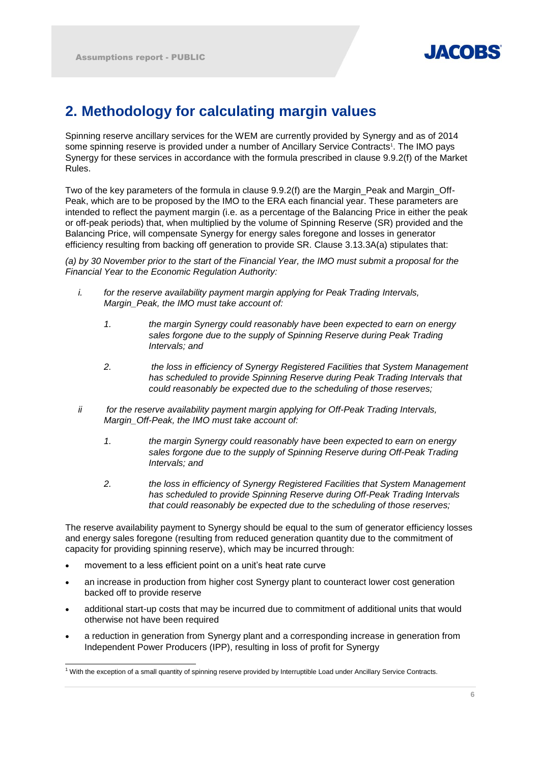## 2. Methodology for calculating margin values

Spinning reserve ancillary services for the WEM are currently provided by Synergy and as of 2014 some spinning reserve is provided under a number of Ancillary Service Contracts[1]. The IMO pays Synergy for these services in accordance with the formula prescribed in clause 9.9.2(f) of the Market Rules.

Two of the key parameters of the formula in clause 9.9.2(f) are the Margin_Peak and Margin_Off-Peak, which are to be proposed by the IMO to the ERA each financial year. These parameters are intended to reflect the payment margin (i.e. as a percentage of the Balancing Price in either the peak or off-peak periods) that, when multiplied by the volume of Spinning Reserve (SR) provided and the Balancing Price, will compensate Synergy for energy sales foregone and losses in generator efficiency resulting from backing off generation to provide SR. Clause 3.13.3A(a) stipulates that:

*(a) by 30 November prior to the start of the Financial Year, the IMO must submit a proposal for the Financial Year to the Economic Regulation Authority:*

- *i. for the reserve availability payment margin applying for Peak Trading Intervals, Margin_Peak, the IMO must take account of:*
  - *1. the margin Synergy could reasonably have been expected to earn on energy sales forgone due to the supply of Spinning Reserve during Peak Trading Intervals; and*
  - *2. the loss in efficiency of Synergy Registered Facilities that System Management has scheduled to provide Spinning Reserve during Peak Trading Intervals that could reasonably be expected due to the scheduling of those reserves;*
- *ii for the reserve availability payment margin applying for Off-Peak Trading Intervals, Margin_Off-Peak, the IMO must take account of:*
  - *1. the margin Synergy could reasonably have been expected to earn on energy sales forgone due to the supply of Spinning Reserve during Off-Peak Trading Intervals; and*
  - *2. the loss in efficiency of Synergy Registered Facilities that System Management has scheduled to provide Spinning Reserve during Off-Peak Trading Intervals that could reasonably be expected due to the scheduling of those reserves;*

The reserve availability payment to Synergy should be equal to the sum of generator efficiency losses and energy sales foregone (resulting from reduced generation quantity due to the commitment of capacity for providing spinning reserve), which may be incurred through:

- movement to a less efficient point on a unit's heat rate curve
- an increase in production from higher cost Synergy plant to counteract lower cost generation backed off to provide reserve
- additional start-up costs that may be incurred due to commitment of additional units that would otherwise not have been required
- a reduction in generation from Synergy plant and a corresponding increase in generation from Independent Power Producers (IPP), resulting in loss of profit for Synergy

[1] With the exception of a small quantity of spinning reserve provided by Interruptible Load under Ancillary Service Contracts.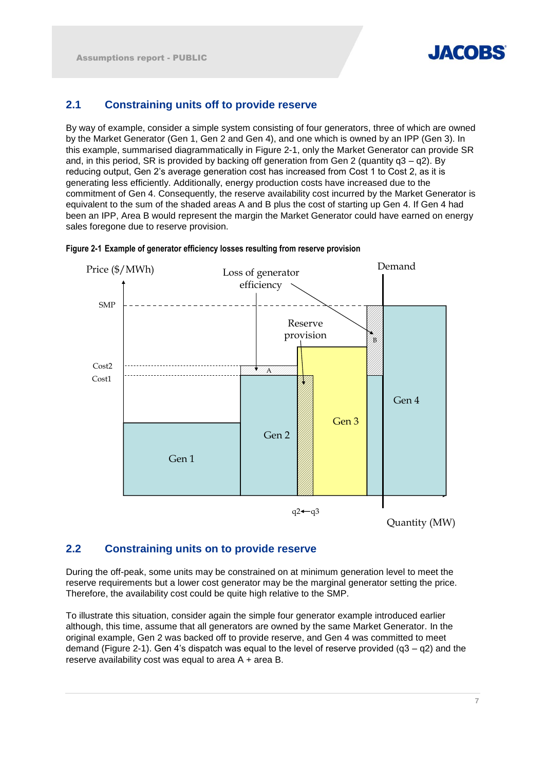## 2.1 Constraining units off to provide reserve

By way of example, consider a simple system consisting of four generators, three of which are owned by the Market Generator (Gen 1, Gen 2 and Gen 4), and one which is owned by an IPP (Gen 3). In this example, summarised diagrammatically in Figure 2-1, only the Market Generator can provide SR and, in this period, SR is provided by backing off generation from Gen 2 (quantity q3 – q2). By reducing output, Gen 2's average generation cost has increased from Cost 1 to Cost 2, as it is generating less efficiently. Additionally, energy production costs have increased due to the commitment of Gen 4. Consequently, the reserve availability cost incurred by the Market Generator is equivalent to the sum of the shaded areas A and B plus the cost of starting up Gen 4. If Gen 4 had been an IPP, Area B would represent the margin the Market Generator could have earned on energy sales foregone due to reserve provision.

**Figure 2-1 Example of generator efficiency losses resulting from reserve provision**

## 2.2 Constraining units on to provide reserve

During the off-peak, some units may be constrained on at minimum generation level to meet the reserve requirements but a lower cost generator may be the marginal generator setting the price. Therefore, the availability cost could be quite high relative to the SMP.

To illustrate this situation, consider again the simple four generator example introduced earlier although, this time, assume that all generators are owned by the same Market Generator. In the original example, Gen 2 was backed off to provide reserve, and Gen 4 was committed to meet demand (Figure 2-1). Gen 4's dispatch was equal to the level of reserve provided (q3 – q2) and the reserve availability cost was equal to area A + area B.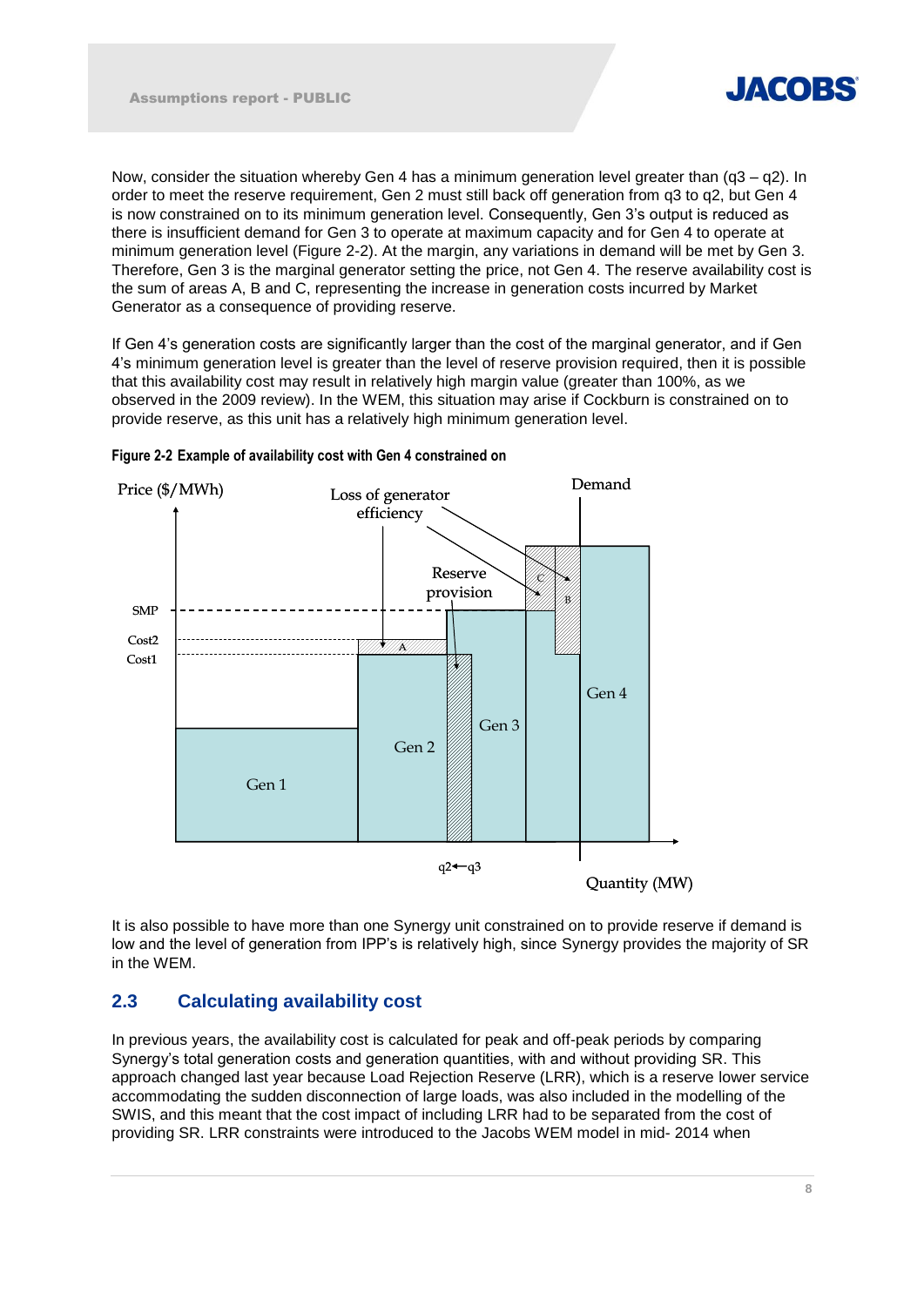Now, consider the situation whereby Gen 4 has a minimum generation level greater than (q3 – q2). In order to meet the reserve requirement, Gen 2 must still back off generation from q3 to q2, but Gen 4 is now constrained on to its minimum generation level. Consequently, Gen 3's output is reduced as there is insufficient demand for Gen 3 to operate at maximum capacity and for Gen 4 to operate at minimum generation level (Figure 2-2). At the margin, any variations in demand will be met by Gen 3. Therefore, Gen 3 is the marginal generator setting the price, not Gen 4. The reserve availability cost is the sum of areas A, B and C, representing the increase in generation costs incurred by Market Generator as a consequence of providing reserve.

If Gen 4's generation costs are significantly larger than the cost of the marginal generator, and if Gen 4's minimum generation level is greater than the level of reserve provision required, then it is possible that this availability cost may result in relatively high margin value (greater than 100%, as we observed in the 2009 review). In the WEM, this situation may arise if Cockburn is constrained on to provide reserve, as this unit has a relatively high minimum generation level.

**Figure 2-2 Example of availability cost with Gen 4 constrained on**

It is also possible to have more than one Synergy unit constrained on to provide reserve if demand is low and the level of generation from IPP's is relatively high, since Synergy provides the majority of SR in the WEM.

## 2.3 Calculating availability cost

In previous years, the availability cost is calculated for peak and off-peak periods by comparing Synergy's total generation costs and generation quantities, with and without providing SR. This approach changed last year because Load Rejection Reserve (LRR), which is a reserve lower service accommodating the sudden disconnection of large loads, was also included in the modelling of the SWIS, and this meant that the cost impact of including LRR had to be separated from the cost of providing SR. LRR constraints were introduced to the Jacobs WEM model in mid- 2014 when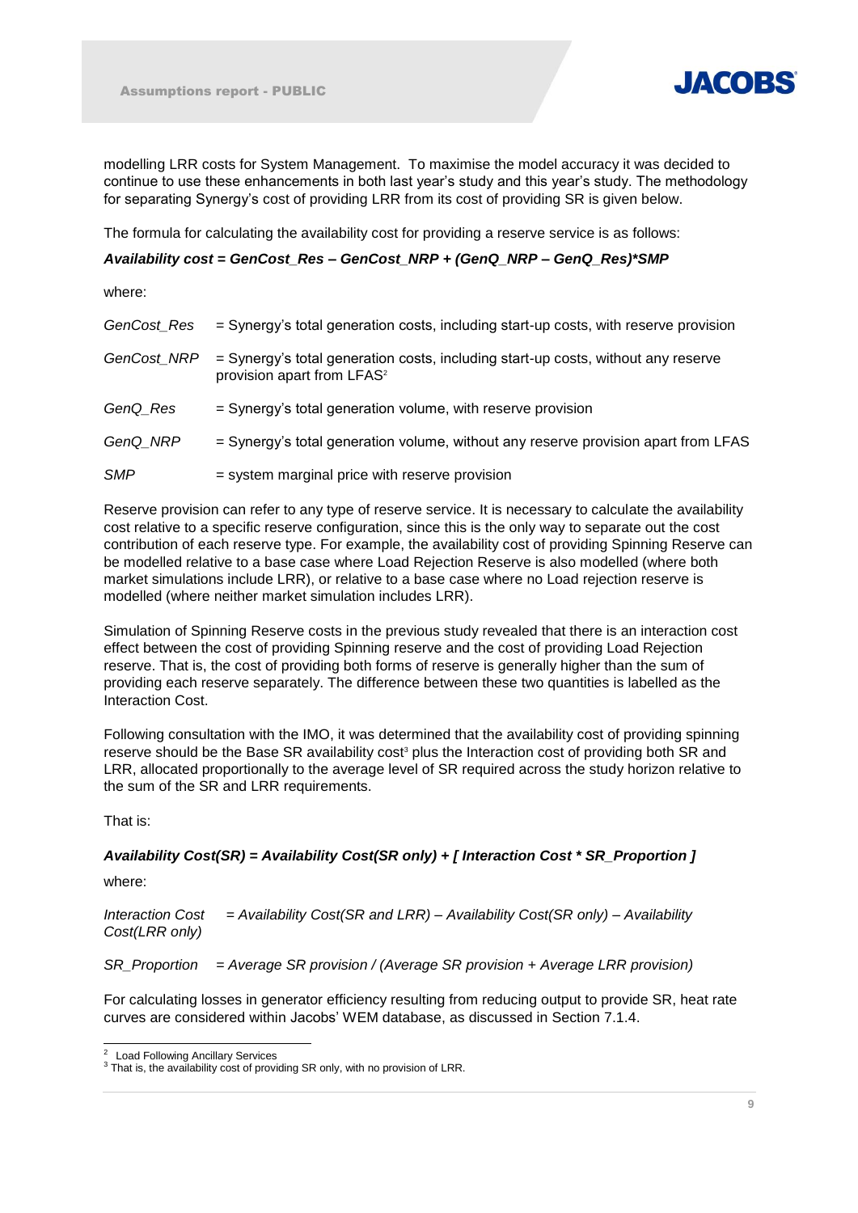modelling LRR costs for System Management. To maximise the model accuracy it was decided to continue to use these enhancements in both last year's study and this year's study. The methodology for separating Synergy's cost of providing LRR from its cost of providing SR is given below.

The formula for calculating the availability cost for providing a reserve service is as follows:

***Availability cost = GenCost_Res – GenCost_NRP + (GenQ_NRP – GenQ_Res)*SMP***

where:

*GenCost_Res* = Synergy's total generation costs, including start-up costs, with reserve provision

*GenCost_NRP* = Synergy's total generation costs, including start-up costs, without any reserve provision apart from LFAS[2]

*GenQ_Res* = Synergy's total generation volume, with reserve provision

*GenQ_NRP* = Synergy's total generation volume, without any reserve provision apart from LFAS

*SMP* = system marginal price with reserve provision

Reserve provision can refer to any type of reserve service. It is necessary to calculate the availability cost relative to a specific reserve configuration, since this is the only way to separate out the cost contribution of each reserve type. For example, the availability cost of providing Spinning Reserve can be modelled relative to a base case where Load Rejection Reserve is also modelled (where both market simulations include LRR), or relative to a base case where no Load rejection reserve is modelled (where neither market simulation includes LRR).

Simulation of Spinning Reserve costs in the previous study revealed that there is an interaction cost effect between the cost of providing Spinning reserve and the cost of providing Load Rejection reserve. That is, the cost of providing both forms of reserve is generally higher than the sum of providing each reserve separately. The difference between these two quantities is labelled as the Interaction Cost.

Following consultation with the IMO, it was determined that the availability cost of providing spinning reserve should be the Base SR availability cost[3] plus the Interaction cost of providing both SR and LRR, allocated proportionally to the average level of SR required across the study horizon relative to the sum of the SR and LRR requirements.

That is:

***Availability Cost(SR) = Availability Cost(SR only) + [ Interaction Cost * SR_Proportion ]***

where:

*Interaction Cost = Availability Cost(SR and LRR) – Availability Cost(SR only) – Availability Cost(LRR only)*

*SR_Proportion = Average SR provision / (Average SR provision + Average LRR provision)*

For calculating losses in generator efficiency resulting from reducing output to provide SR, heat rate curves are considered within Jacobs' WEM database, as discussed in Section 7.1.4.

---

[2] Load Following Ancillary Services

[3] That is, the availability cost of providing SR only, with no provision of LRR.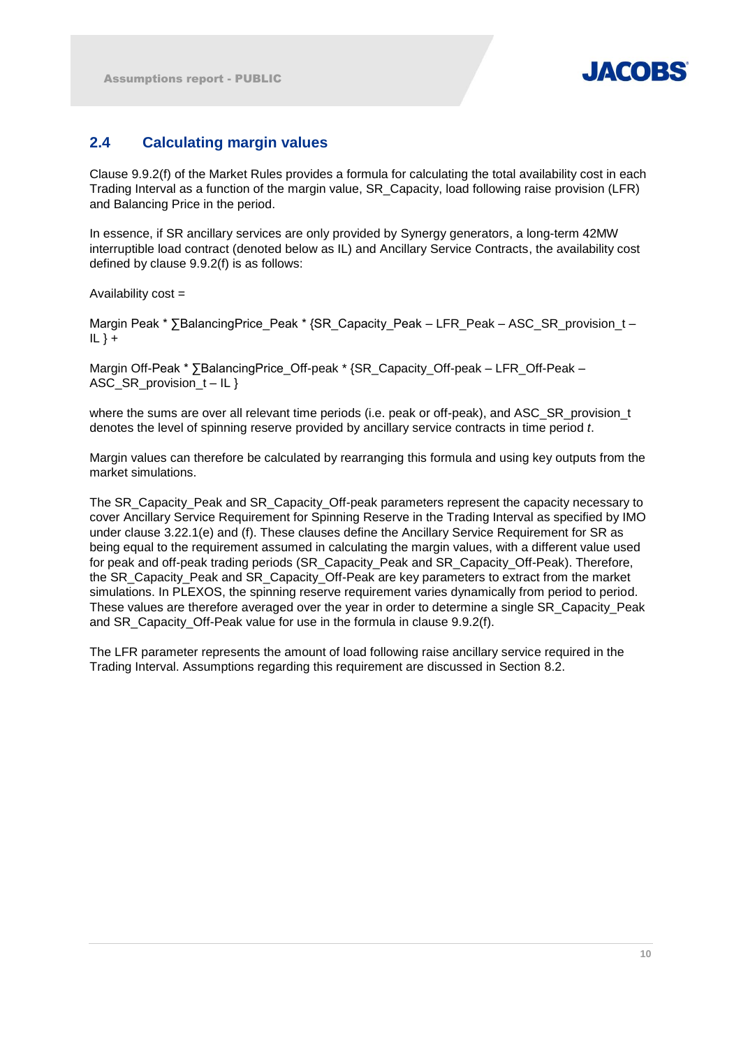## 2.4 Calculating margin values

Clause 9.9.2(f) of the Market Rules provides a formula for calculating the total availability cost in each Trading Interval as a function of the margin value, SR_Capacity, load following raise provision (LFR) and Balancing Price in the period.

In essence, if SR ancillary services are only provided by Synergy generators, a long-term 42MW interruptible load contract (denoted below as IL) and Ancillary Service Contracts, the availability cost defined by clause 9.9.2(f) is as follows:

Availability cost =

Margin Peak * ∑BalancingPrice_Peak * {SR_Capacity_Peak – LFR_Peak – ASC_SR_provision_t – IL } +

Margin Off-Peak * ∑BalancingPrice_Off-peak * {SR_Capacity_Off-peak – LFR_Off-Peak – ASC_SR_provision_t – IL }

where the sums are over all relevant time periods (i.e. peak or off-peak), and ASC_SR_provision_t denotes the level of spinning reserve provided by ancillary service contracts in time period *t*.

Margin values can therefore be calculated by rearranging this formula and using key outputs from the market simulations.

The SR_Capacity_Peak and SR_Capacity_Off-peak parameters represent the capacity necessary to cover Ancillary Service Requirement for Spinning Reserve in the Trading Interval as specified by IMO under clause 3.22.1(e) and (f). These clauses define the Ancillary Service Requirement for SR as being equal to the requirement assumed in calculating the margin values, with a different value used for peak and off-peak trading periods (SR_Capacity_Peak and SR_Capacity_Off-Peak). Therefore, the SR_Capacity_Peak and SR_Capacity_Off-Peak are key parameters to extract from the market simulations. In PLEXOS, the spinning reserve requirement varies dynamically from period to period. These values are therefore averaged over the year in order to determine a single SR_Capacity_Peak and SR_Capacity_Off-Peak value for use in the formula in clause 9.9.2(f).

The LFR parameter represents the amount of load following raise ancillary service required in the Trading Interval. Assumptions regarding this requirement are discussed in Section 8.2.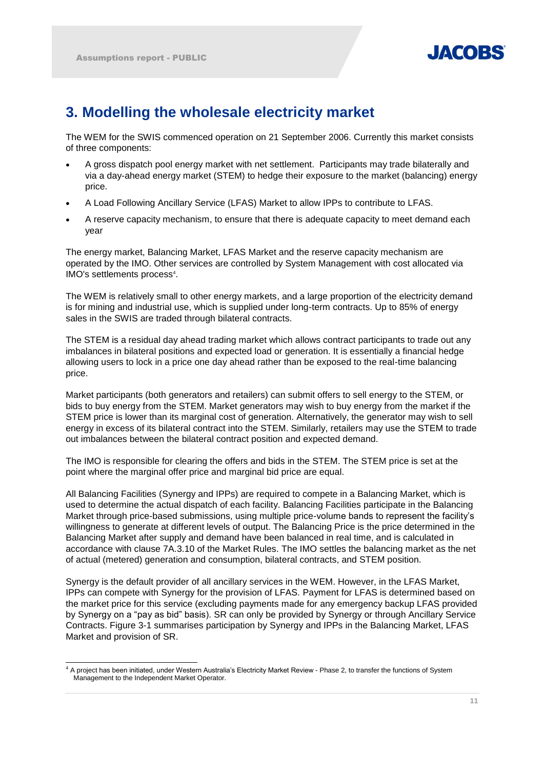# 3. Modelling the wholesale electricity market

The WEM for the SWIS commenced operation on 21 September 2006. Currently this market consists of three components:

- A gross dispatch pool energy market with net settlement. Participants may trade bilaterally and via a day-ahead energy market (STEM) to hedge their exposure to the market (balancing) energy price.
- A Load Following Ancillary Service (LFAS) Market to allow IPPs to contribute to LFAS.
- A reserve capacity mechanism, to ensure that there is adequate capacity to meet demand each year

The energy market, Balancing Market, LFAS Market and the reserve capacity mechanism are operated by the IMO. Other services are controlled by System Management with cost allocated via IMO's settlements process[4].

The WEM is relatively small to other energy markets, and a large proportion of the electricity demand is for mining and industrial use, which is supplied under long-term contracts. Up to 85% of energy sales in the SWIS are traded through bilateral contracts.

The STEM is a residual day ahead trading market which allows contract participants to trade out any imbalances in bilateral positions and expected load or generation. It is essentially a financial hedge allowing users to lock in a price one day ahead rather than be exposed to the real-time balancing price.

Market participants (both generators and retailers) can submit offers to sell energy to the STEM, or bids to buy energy from the STEM. Market generators may wish to buy energy from the market if the STEM price is lower than its marginal cost of generation. Alternatively, the generator may wish to sell energy in excess of its bilateral contract into the STEM. Similarly, retailers may use the STEM to trade out imbalances between the bilateral contract position and expected demand.

The IMO is responsible for clearing the offers and bids in the STEM. The STEM price is set at the point where the marginal offer price and marginal bid price are equal.

All Balancing Facilities (Synergy and IPPs) are required to compete in a Balancing Market, which is used to determine the actual dispatch of each facility. Balancing Facilities participate in the Balancing Market through price-based submissions, using multiple price-volume bands to represent the facility's willingness to generate at different levels of output. The Balancing Price is the price determined in the Balancing Market after supply and demand have been balanced in real time, and is calculated in accordance with clause 7A.3.10 of the Market Rules. The IMO settles the balancing market as the net of actual (metered) generation and consumption, bilateral contracts, and STEM position.

Synergy is the default provider of all ancillary services in the WEM. However, in the LFAS Market, IPPs can compete with Synergy for the provision of LFAS. Payment for LFAS is determined based on the market price for this service (excluding payments made for any emergency backup LFAS provided by Synergy on a "pay as bid" basis). SR can only be provided by Synergy or through Ancillary Service Contracts. Figure 3-1 summarises participation by Synergy and IPPs in the Balancing Market, LFAS Market and provision of SR.

[4] A project has been initiated, under Western Australia's Electricity Market Review - Phase 2, to transfer the functions of System Management to the Independent Market Operator.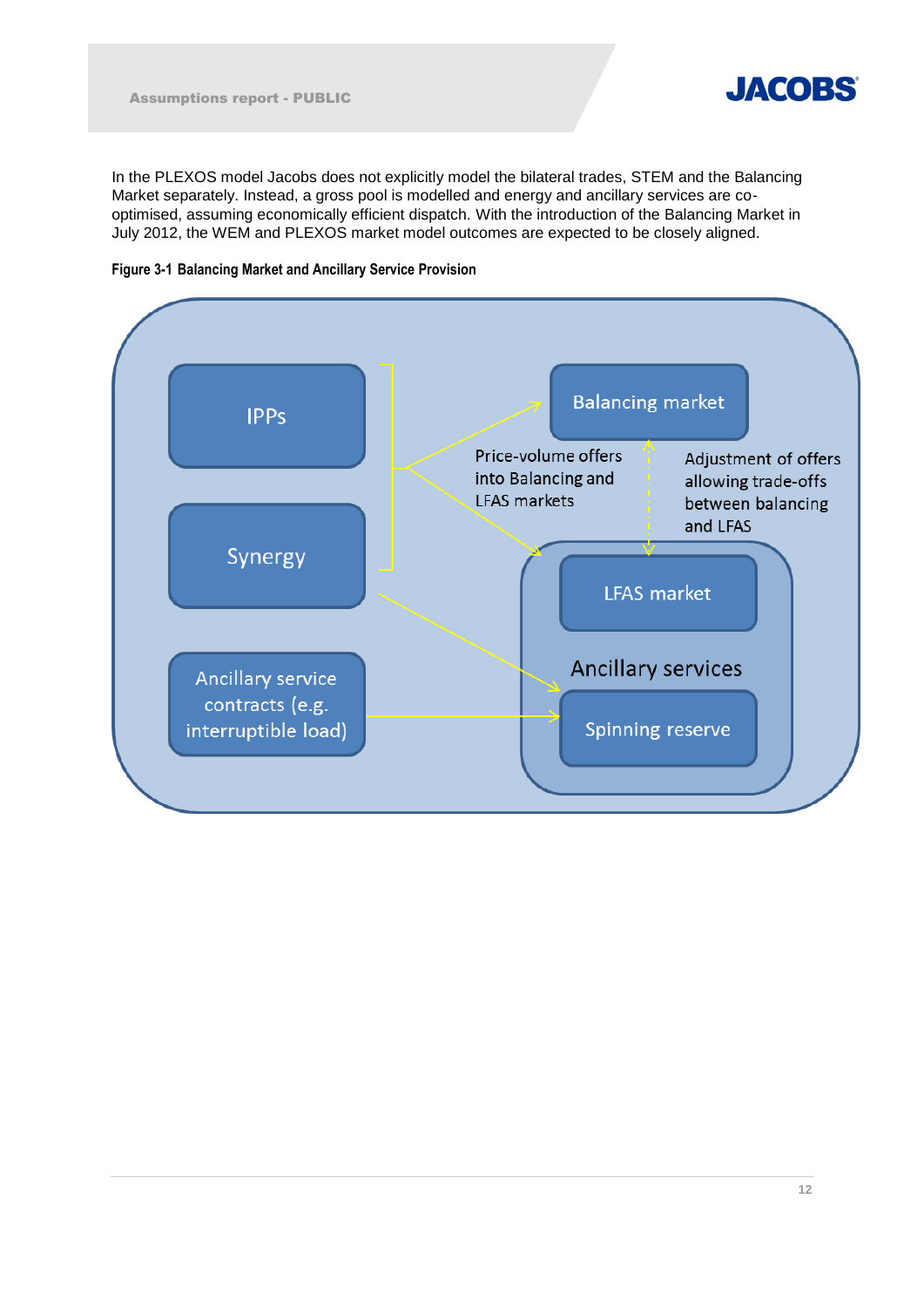In the PLEXOS model Jacobs does not explicitly model the bilateral trades, STEM and the Balancing Market separately. Instead, a gross pool is modelled and energy and ancillary services are co-optimised, assuming economically efficient dispatch. With the introduction of the Balancing Market in July 2012, the WEM and PLEXOS market model outcomes are expected to be closely aligned.

**Figure 3-1 Balancing Market and Ancillary Service Provision**

IPPs

Synergy

Ancillary service contracts (e.g. interruptible load)

Balancing market

Price-volume offers into Balancing and LFAS markets

Adjustment of offers allowing trade-offs between balancing and LFAS

LFAS market

Ancillary services

Spinning reserve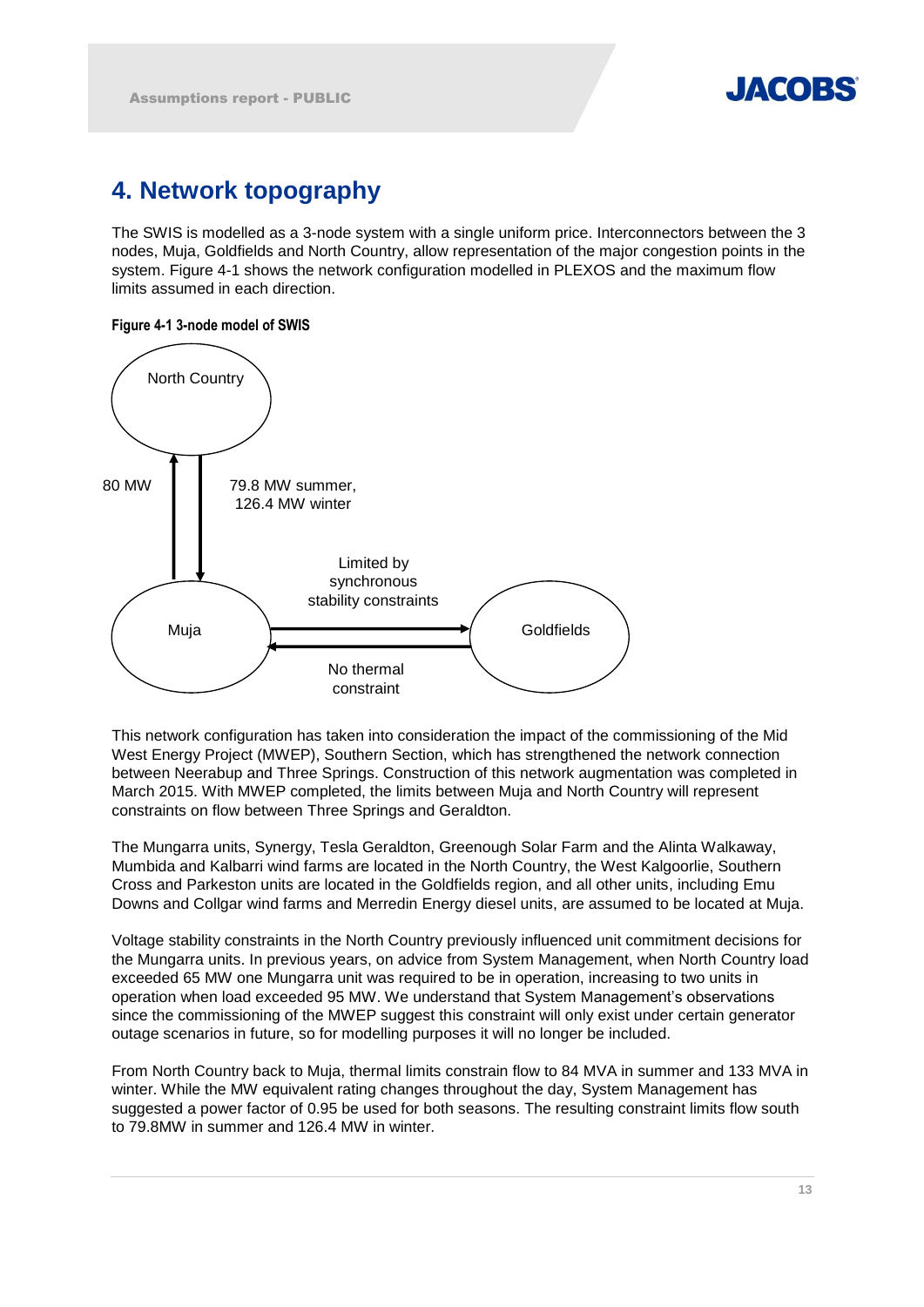# 4. Network topography

The SWIS is modelled as a 3-node system with a single uniform price. Interconnectors between the 3 nodes, Muja, Goldfields and North Country, allow representation of the major congestion points in the system. Figure 4-1 shows the network configuration modelled in PLEXOS and the maximum flow limits assumed in each direction.

**Figure 4-1 3-node model of SWIS**

North Country

80 MW

79.8 MW summer, 126.4 MW winter

Limited by synchronous stability constraints

Muja

Goldfields

No thermal constraint

This network configuration has taken into consideration the impact of the commissioning of the Mid West Energy Project (MWEP), Southern Section, which has strengthened the network connection between Neerabup and Three Springs. Construction of this network augmentation was completed in March 2015. With MWEP completed, the limits between Muja and North Country will represent constraints on flow between Three Springs and Geraldton.

The Mungarra units, Synergy, Tesla Geraldton, Greenough Solar Farm and the Alinta Walkaway, Mumbida and Kalbarri wind farms are located in the North Country, the West Kalgoorlie, Southern Cross and Parkeston units are located in the Goldfields region, and all other units, including Emu Downs and Collgar wind farms and Merredin Energy diesel units, are assumed to be located at Muja.

Voltage stability constraints in the North Country previously influenced unit commitment decisions for the Mungarra units. In previous years, on advice from System Management, when North Country load exceeded 65 MW one Mungarra unit was required to be in operation, increasing to two units in operation when load exceeded 95 MW. We understand that System Management's observations since the commissioning of the MWEP suggest this constraint will only exist under certain generator outage scenarios in future, so for modelling purposes it will no longer be included.

From North Country back to Muja, thermal limits constrain flow to 84 MVA in summer and 133 MVA in winter. While the MW equivalent rating changes throughout the day, System Management has suggested a power factor of 0.95 be used for both seasons. The resulting constraint limits flow south to 79.8MW in summer and 126.4 MW in winter.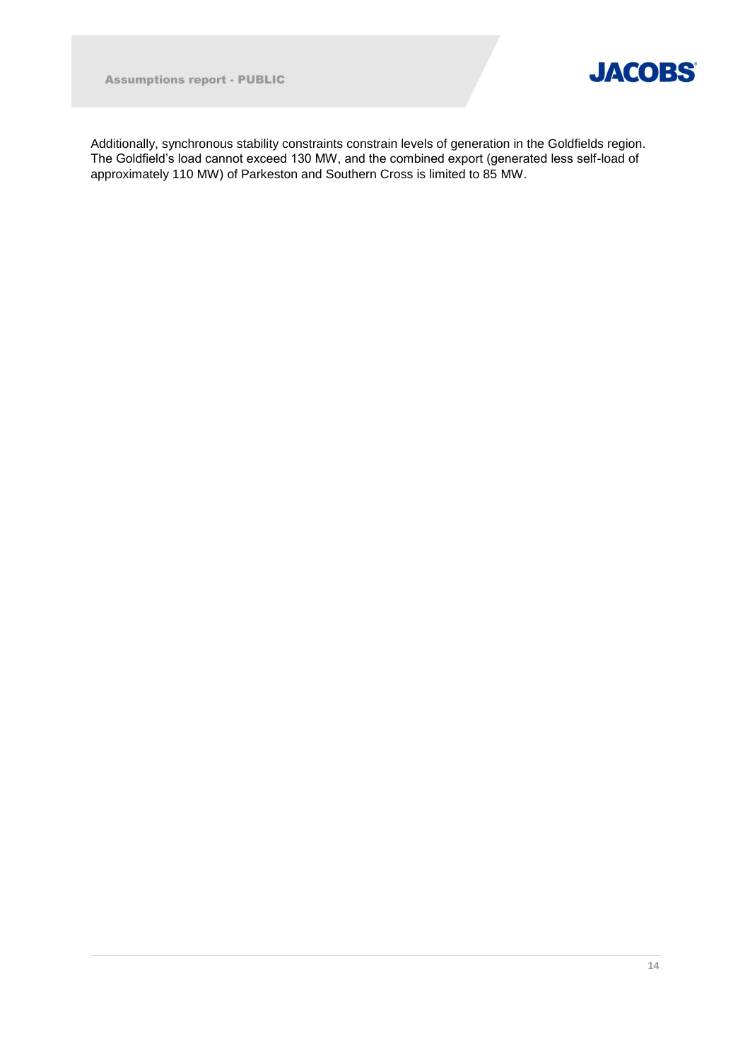Additionally, synchronous stability constraints constrain levels of generation in the Goldfields region. The Goldfield's load cannot exceed 130 MW, and the combined export (generated less self-load of approximately 110 MW) of Parkeston and Southern Cross is limited to 85 MW.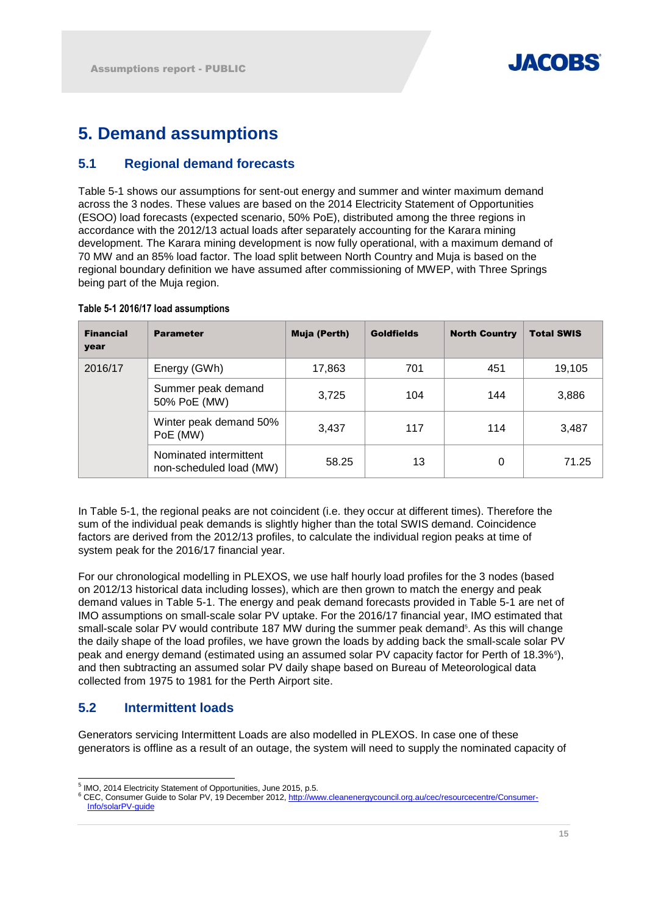# 5. Demand assumptions

## 5.1 Regional demand forecasts

Table 5-1 shows our assumptions for sent-out energy and summer and winter maximum demand across the 3 nodes. These values are based on the 2014 Electricity Statement of Opportunities (ESOO) load forecasts (expected scenario, 50% PoE), distributed among the three regions in accordance with the 2012/13 actual loads after separately accounting for the Karara mining development. The Karara mining development is now fully operational, with a maximum demand of 70 MW and an 85% load factor. The load split between North Country and Muja is based on the regional boundary definition we have assumed after commissioning of MWEP, with Three Springs being part of the Muja region.

**Table 5-1 2016/17 load assumptions**

| Financial year | Parameter | Muja (Perth) | Goldfields | North Country | Total SWIS |
|---|---|---|---|---|---|
| 2016/17 | Energy (GWh) | 17,863 | 701 | 451 | 19,105 |
| | Summer peak demand 50% PoE (MW) | 3,725 | 104 | 144 | 3,886 |
| | Winter peak demand 50% PoE (MW) | 3,437 | 117 | 114 | 3,487 |
| | Nominated intermittent non-scheduled load (MW) | 58.25 | 13 | 0 | 71.25 |

In Table 5-1, the regional peaks are not coincident (i.e. they occur at different times). Therefore the sum of the individual peak demands is slightly higher than the total SWIS demand. Coincidence factors are derived from the 2012/13 profiles, to calculate the individual region peaks at time of system peak for the 2016/17 financial year.

For our chronological modelling in PLEXOS, we use half hourly load profiles for the 3 nodes (based on 2012/13 historical data including losses), which are then grown to match the energy and peak demand values in Table 5-1. The energy and peak demand forecasts provided in Table 5-1 are net of IMO assumptions on small-scale solar PV uptake. For the 2016/17 financial year, IMO estimated that small-scale solar PV would contribute 187 MW during the summer peak demand[5]. As this will change the daily shape of the load profiles, we have grown the loads by adding back the small-scale solar PV peak and energy demand (estimated using an assumed solar PV capacity factor for Perth of 18.3%[6]), and then subtracting an assumed solar PV daily shape based on Bureau of Meteorological data collected from 1975 to 1981 for the Perth Airport site.

## 5.2 Intermittent loads

Generators servicing Intermittent Loads are also modelled in PLEXOS. In case one of these generators is offline as a result of an outage, the system will need to supply the nominated capacity of

[5] IMO, 2014 Electricity Statement of Opportunities, June 2015, p.5.

[6] CEC, Consumer Guide to Solar PV, 19 December 2012, http://www.cleanenergycouncil.org.au/cec/resourcecentre/Consumer-Info/solarPV-guide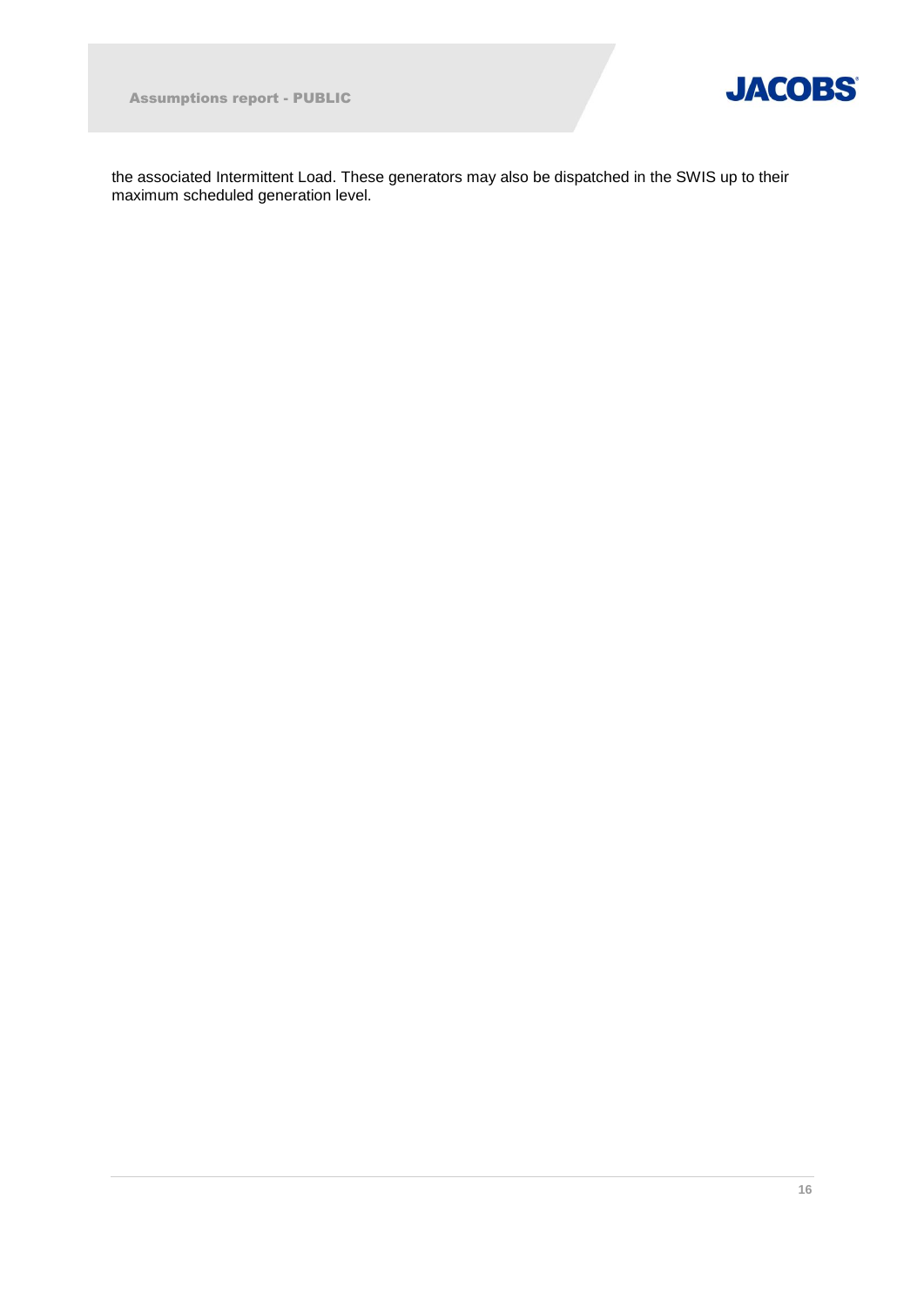the associated Intermittent Load. These generators may also be dispatched in the SWIS up to their maximum scheduled generation level.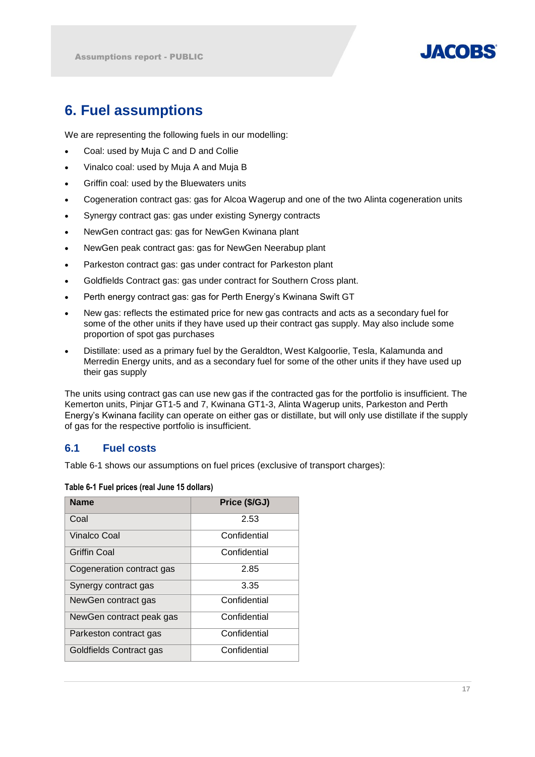# 6. Fuel assumptions

We are representing the following fuels in our modelling:

- Coal: used by Muja C and D and Collie
- Vinalco coal: used by Muja A and Muja B
- Griffin coal: used by the Bluewaters units
- Cogeneration contract gas: gas for Alcoa Wagerup and one of the two Alinta cogeneration units
- Synergy contract gas: gas under existing Synergy contracts
- NewGen contract gas: gas for NewGen Kwinana plant
- NewGen peak contract gas: gas for NewGen Neerabup plant
- Parkeston contract gas: gas under contract for Parkeston plant
- Goldfields Contract gas: gas under contract for Southern Cross plant.
- Perth energy contract gas: gas for Perth Energy's Kwinana Swift GT
- New gas: reflects the estimated price for new gas contracts and acts as a secondary fuel for some of the other units if they have used up their contract gas supply. May also include some proportion of spot gas purchases
- Distillate: used as a primary fuel by the Geraldton, West Kalgoorlie, Tesla, Kalamunda and Merredin Energy units, and as a secondary fuel for some of the other units if they have used up their gas supply

The units using contract gas can use new gas if the contracted gas for the portfolio is insufficient. The Kemerton units, Pinjar GT1-5 and 7, Kwinana GT1-3, Alinta Wagerup units, Parkeston and Perth Energy's Kwinana facility can operate on either gas or distillate, but will only use distillate if the supply of gas for the respective portfolio is insufficient.

## 6.1 Fuel costs

Table 6-1 shows our assumptions on fuel prices (exclusive of transport charges):

**Table 6-1 Fuel prices (real June 15 dollars)**

| Name | Price ($/GJ) |
|---|---|
| Coal | 2.53 |
| Vinalco Coal | Confidential |
| Griffin Coal | Confidential |
| Cogeneration contract gas | 2.85 |
| Synergy contract gas | 3.35 |
| NewGen contract gas | Confidential |
| NewGen contract peak gas | Confidential |
| Parkeston contract gas | Confidential |
| Goldfields Contract gas | Confidential |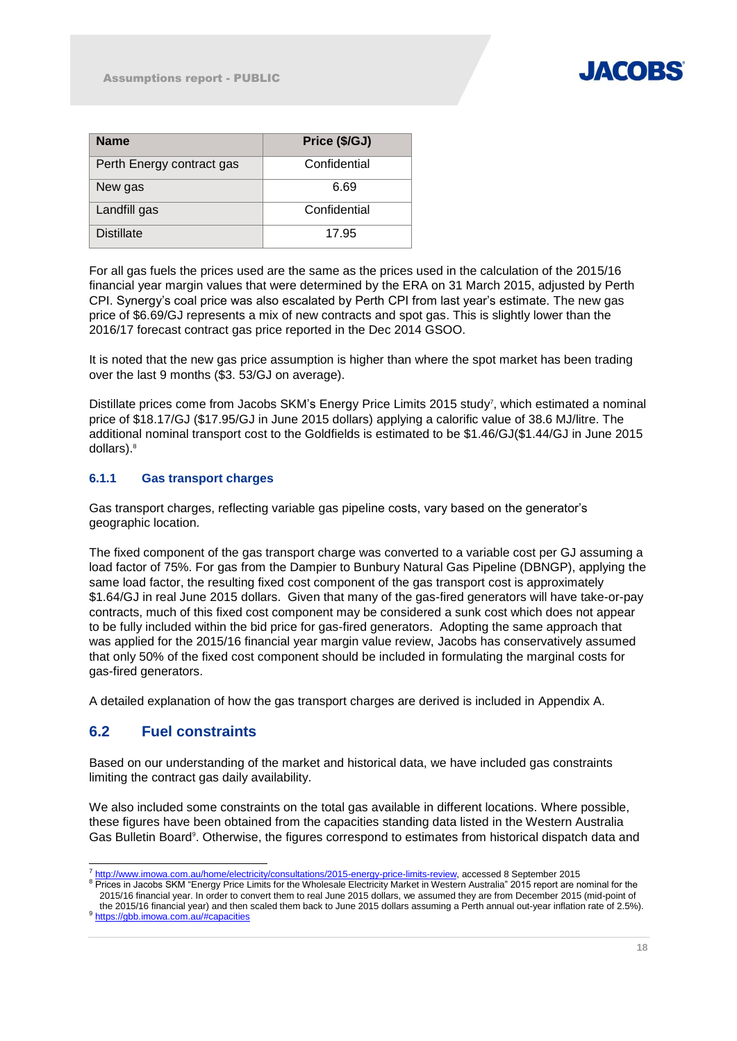| Name | Price ($/GJ) |
| --- | --- |
| Perth Energy contract gas | Confidential |
| New gas | 6.69 |
| Landfill gas | Confidential |
| Distillate | 17.95 |

For all gas fuels the prices used are the same as the prices used in the calculation of the 2015/16 financial year margin values that were determined by the ERA on 31 March 2015, adjusted by Perth CPI. Synergy's coal price was also escalated by Perth CPI from last year's estimate. The new gas price of $6.69/GJ represents a mix of new contracts and spot gas. This is slightly lower than the 2016/17 forecast contract gas price reported in the Dec 2014 GSOO.

It is noted that the new gas price assumption is higher than where the spot market has been trading over the last 9 months ($3. 53/GJ on average).

Distillate prices come from Jacobs SKM's Energy Price Limits 2015 study[7], which estimated a nominal price of $18.17/GJ ($17.95/GJ in June 2015 dollars) applying a calorific value of 38.6 MJ/litre. The additional nominal transport cost to the Goldfields is estimated to be $1.46/GJ($1.44/GJ in June 2015 dollars).[8]

### 6.1.1 Gas transport charges

Gas transport charges, reflecting variable gas pipeline costs, vary based on the generator's geographic location.

The fixed component of the gas transport charge was converted to a variable cost per GJ assuming a load factor of 75%. For gas from the Dampier to Bunbury Natural Gas Pipeline (DBNGP), applying the same load factor, the resulting fixed cost component of the gas transport cost is approximately $1.64/GJ in real June 2015 dollars. Given that many of the gas-fired generators will have take-or-pay contracts, much of this fixed cost component may be considered a sunk cost which does not appear to be fully included within the bid price for gas-fired generators. Adopting the same approach that was applied for the 2015/16 financial year margin value review, Jacobs has conservatively assumed that only 50% of the fixed cost component should be included in formulating the marginal costs for gas-fired generators.

A detailed explanation of how the gas transport charges are derived is included in Appendix A.

## 6.2 Fuel constraints

Based on our understanding of the market and historical data, we have included gas constraints limiting the contract gas daily availability.

We also included some constraints on the total gas available in different locations. Where possible, these figures have been obtained from the capacities standing data listed in the Western Australia Gas Bulletin Board[9]. Otherwise, the figures correspond to estimates from historical dispatch data and

---

[7] http://www.imowa.com.au/home/electricity/consultations/2015-energy-price-limits-review, accessed 8 September 2015

[8] Prices in Jacobs SKM "Energy Price Limits for the Wholesale Electricity Market in Western Australia" 2015 report are nominal for the 2015/16 financial year. In order to convert them to real June 2015 dollars, we assumed they are from December 2015 (mid-point of the 2015/16 financial year) and then scaled them back to June 2015 dollars assuming a Perth annual out-year inflation rate of 2.5%).

[9] https://gbb.imowa.com.au/#capacities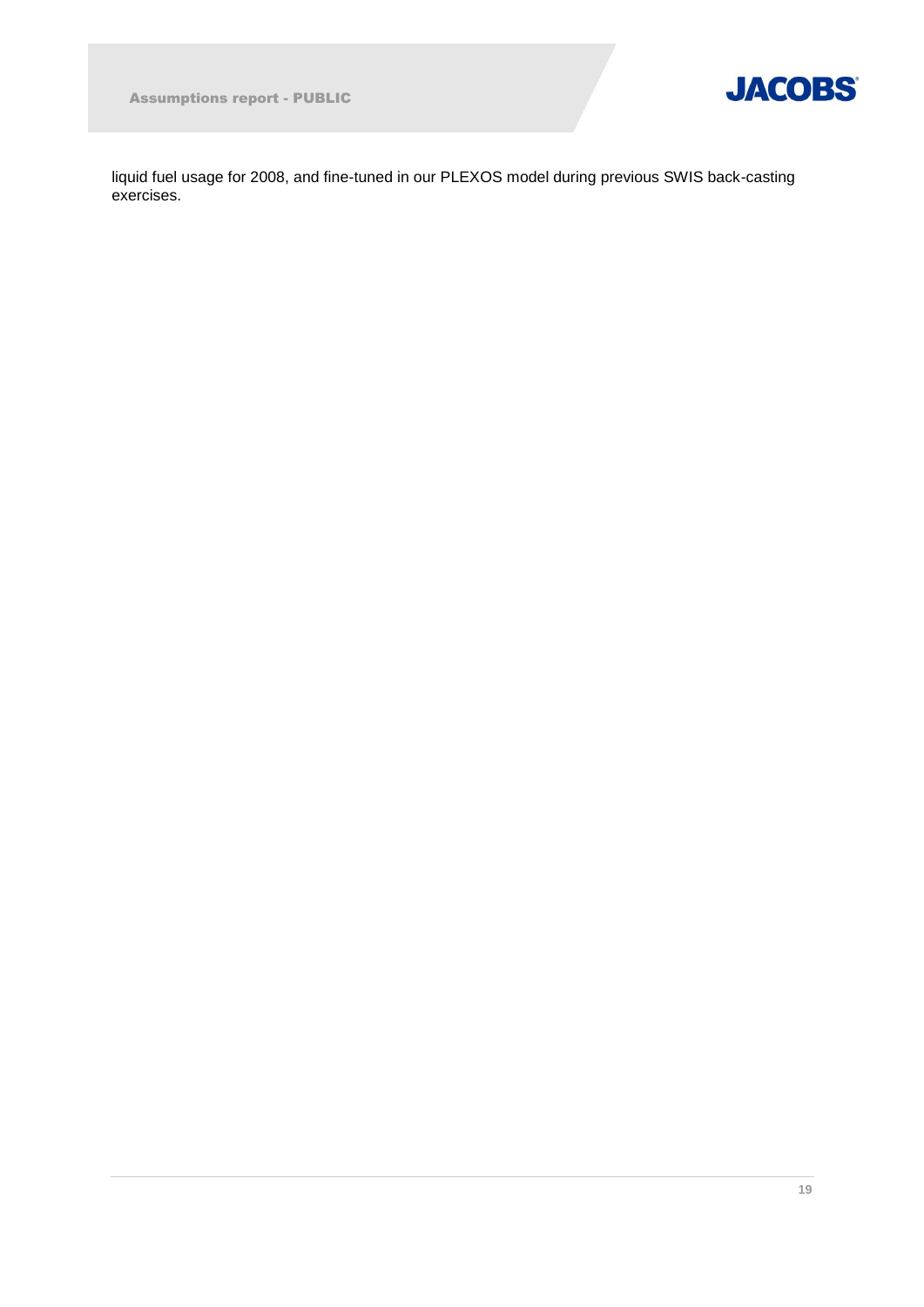liquid fuel usage for 2008, and fine-tuned in our PLEXOS model during previous SWIS back-casting exercises.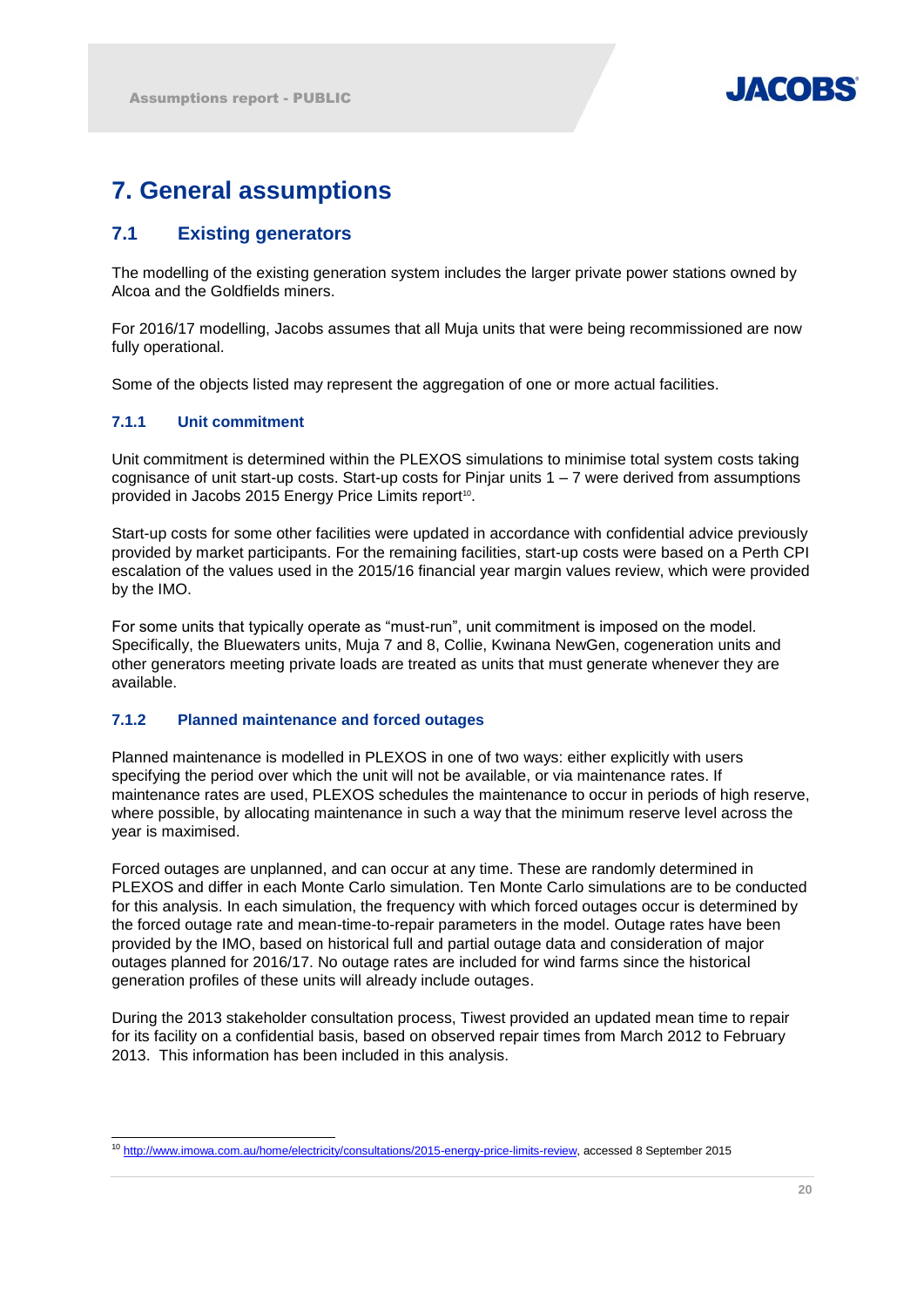# 7. General assumptions

## 7.1 Existing generators

The modelling of the existing generation system includes the larger private power stations owned by Alcoa and the Goldfields miners.

For 2016/17 modelling, Jacobs assumes that all Muja units that were being recommissioned are now fully operational.

Some of the objects listed may represent the aggregation of one or more actual facilities.

### 7.1.1 Unit commitment

Unit commitment is determined within the PLEXOS simulations to minimise total system costs taking cognisance of unit start-up costs. Start-up costs for Pinjar units 1 – 7 were derived from assumptions provided in Jacobs 2015 Energy Price Limits report[10].

Start-up costs for some other facilities were updated in accordance with confidential advice previously provided by market participants. For the remaining facilities, start-up costs were based on a Perth CPI escalation of the values used in the 2015/16 financial year margin values review, which were provided by the IMO.

For some units that typically operate as "must-run", unit commitment is imposed on the model. Specifically, the Bluewaters units, Muja 7 and 8, Collie, Kwinana NewGen, cogeneration units and other generators meeting private loads are treated as units that must generate whenever they are available.

### 7.1.2 Planned maintenance and forced outages

Planned maintenance is modelled in PLEXOS in one of two ways: either explicitly with users specifying the period over which the unit will not be available, or via maintenance rates. If maintenance rates are used, PLEXOS schedules the maintenance to occur in periods of high reserve, where possible, by allocating maintenance in such a way that the minimum reserve level across the year is maximised.

Forced outages are unplanned, and can occur at any time. These are randomly determined in PLEXOS and differ in each Monte Carlo simulation. Ten Monte Carlo simulations are to be conducted for this analysis. In each simulation, the frequency with which forced outages occur is determined by the forced outage rate and mean-time-to-repair parameters in the model. Outage rates have been provided by the IMO, based on historical full and partial outage data and consideration of major outages planned for 2016/17. No outage rates are included for wind farms since the historical generation profiles of these units will already include outages.

During the 2013 stakeholder consultation process, Tiwest provided an updated mean time to repair for its facility on a confidential basis, based on observed repair times from March 2012 to February 2013. This information has been included in this analysis.

---

[10] http://www.imowa.com.au/home/electricity/consultations/2015-energy-price-limits-review, accessed 8 September 2015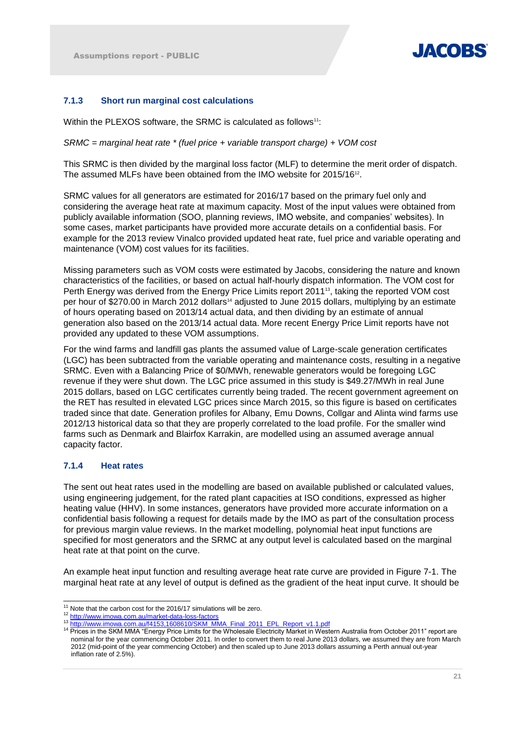### 7.1.3 Short run marginal cost calculations

Within the PLEXOS software, the SRMC is calculated as follows[11]:

*SRMC = marginal heat rate * (fuel price + variable transport charge) + VOM cost*

This SRMC is then divided by the marginal loss factor (MLF) to determine the merit order of dispatch. The assumed MLFs have been obtained from the IMO website for 2015/16[12].

SRMC values for all generators are estimated for 2016/17 based on the primary fuel only and considering the average heat rate at maximum capacity. Most of the input values were obtained from publicly available information (SOO, planning reviews, IMO website, and companies' websites). In some cases, market participants have provided more accurate details on a confidential basis. For example for the 2013 review Vinalco provided updated heat rate, fuel price and variable operating and maintenance (VOM) cost values for its facilities.

Missing parameters such as VOM costs were estimated by Jacobs, considering the nature and known characteristics of the facilities, or based on actual half-hourly dispatch information. The VOM cost for Perth Energy was derived from the Energy Price Limits report 2011[13], taking the reported VOM cost per hour of $270.00 in March 2012 dollars[14] adjusted to June 2015 dollars, multiplying by an estimate of hours operating based on 2013/14 actual data, and then dividing by an estimate of annual generation also based on the 2013/14 actual data. More recent Energy Price Limit reports have not provided any updated to these VOM assumptions.

For the wind farms and landfill gas plants the assumed value of Large-scale generation certificates (LGC) has been subtracted from the variable operating and maintenance costs, resulting in a negative SRMC. Even with a Balancing Price of $0/MWh, renewable generators would be foregoing LGC revenue if they were shut down. The LGC price assumed in this study is $49.27/MWh in real June 2015 dollars, based on LGC certificates currently being traded. The recent government agreement on the RET has resulted in elevated LGC prices since March 2015, so this figure is based on certificates traded since that date. Generation profiles for Albany, Emu Downs, Collgar and Alinta wind farms use 2012/13 historical data so that they are properly correlated to the load profile. For the smaller wind farms such as Denmark and Blairfox Karrakin, are modelled using an assumed average annual capacity factor.

### 7.1.4 Heat rates

The sent out heat rates used in the modelling are based on available published or calculated values, using engineering judgement, for the rated plant capacities at ISO conditions, expressed as higher heating value (HHV). In some instances, generators have provided more accurate information on a confidential basis following a request for details made by the IMO as part of the consultation process for previous margin value reviews. In the market modelling, polynomial heat input functions are specified for most generators and the SRMC at any output level is calculated based on the marginal heat rate at that point on the curve.

An example heat input function and resulting average heat rate curve are provided in Figure 7-1. The marginal heat rate at any level of output is defined as the gradient of the heat input curve. It should be

---

[11] Note that the carbon cost for the 2016/17 simulations will be zero.

[12] http://www.imowa.com.au/market-data-loss-factors

[13] http://www.imowa.com.au/f4153,1608610/SKM_MMA_Final_2011_EPL_Report_v1.1.pdf

[14] Prices in the SKM MMA "Energy Price Limits for the Wholesale Electricity Market in Western Australia from October 2011" report are nominal for the year commencing October 2011. In order to convert them to real June 2013 dollars, we assumed they are from March 2012 (mid-point of the year commencing October) and then scaled up to June 2013 dollars assuming a Perth annual out-year inflation rate of 2.5%).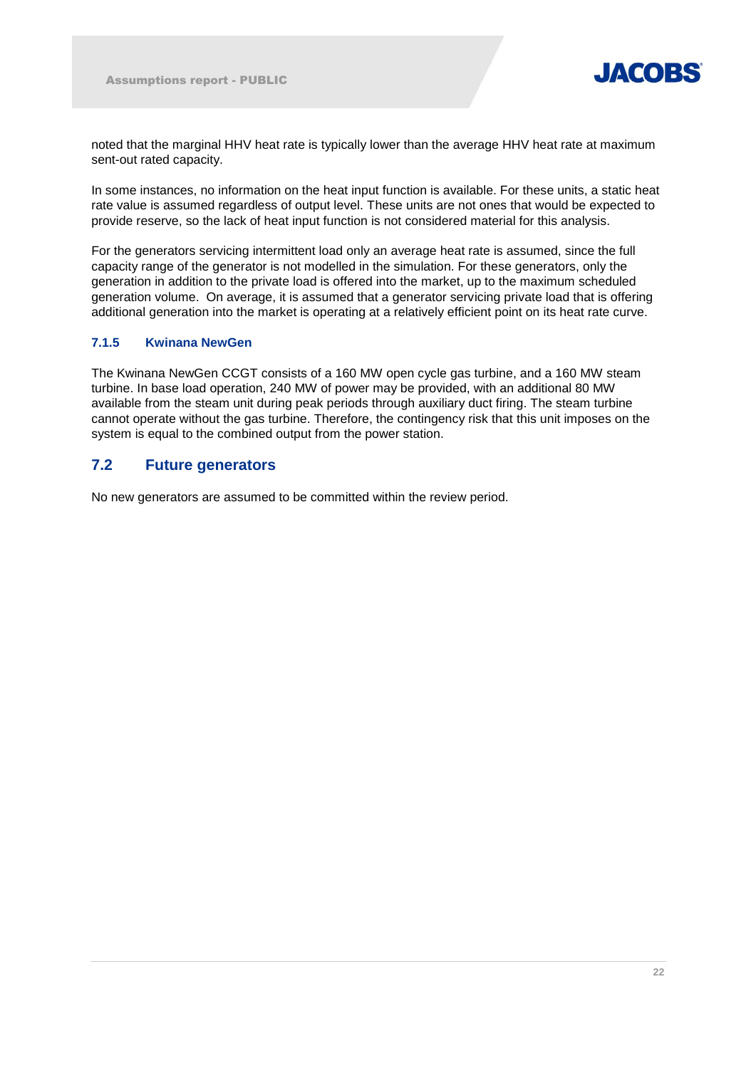noted that the marginal HHV heat rate is typically lower than the average HHV heat rate at maximum sent-out rated capacity.

In some instances, no information on the heat input function is available. For these units, a static heat rate value is assumed regardless of output level. These units are not ones that would be expected to provide reserve, so the lack of heat input function is not considered material for this analysis.

For the generators servicing intermittent load only an average heat rate is assumed, since the full capacity range of the generator is not modelled in the simulation. For these generators, only the generation in addition to the private load is offered into the market, up to the maximum scheduled generation volume. On average, it is assumed that a generator servicing private load that is offering additional generation into the market is operating at a relatively efficient point on its heat rate curve.

### 7.1.5 Kwinana NewGen

The Kwinana NewGen CCGT consists of a 160 MW open cycle gas turbine, and a 160 MW steam turbine. In base load operation, 240 MW of power may be provided, with an additional 80 MW available from the steam unit during peak periods through auxiliary duct firing. The steam turbine cannot operate without the gas turbine. Therefore, the contingency risk that this unit imposes on the system is equal to the combined output from the power station.

## 7.2 Future generators

No new generators are assumed to be committed within the review period.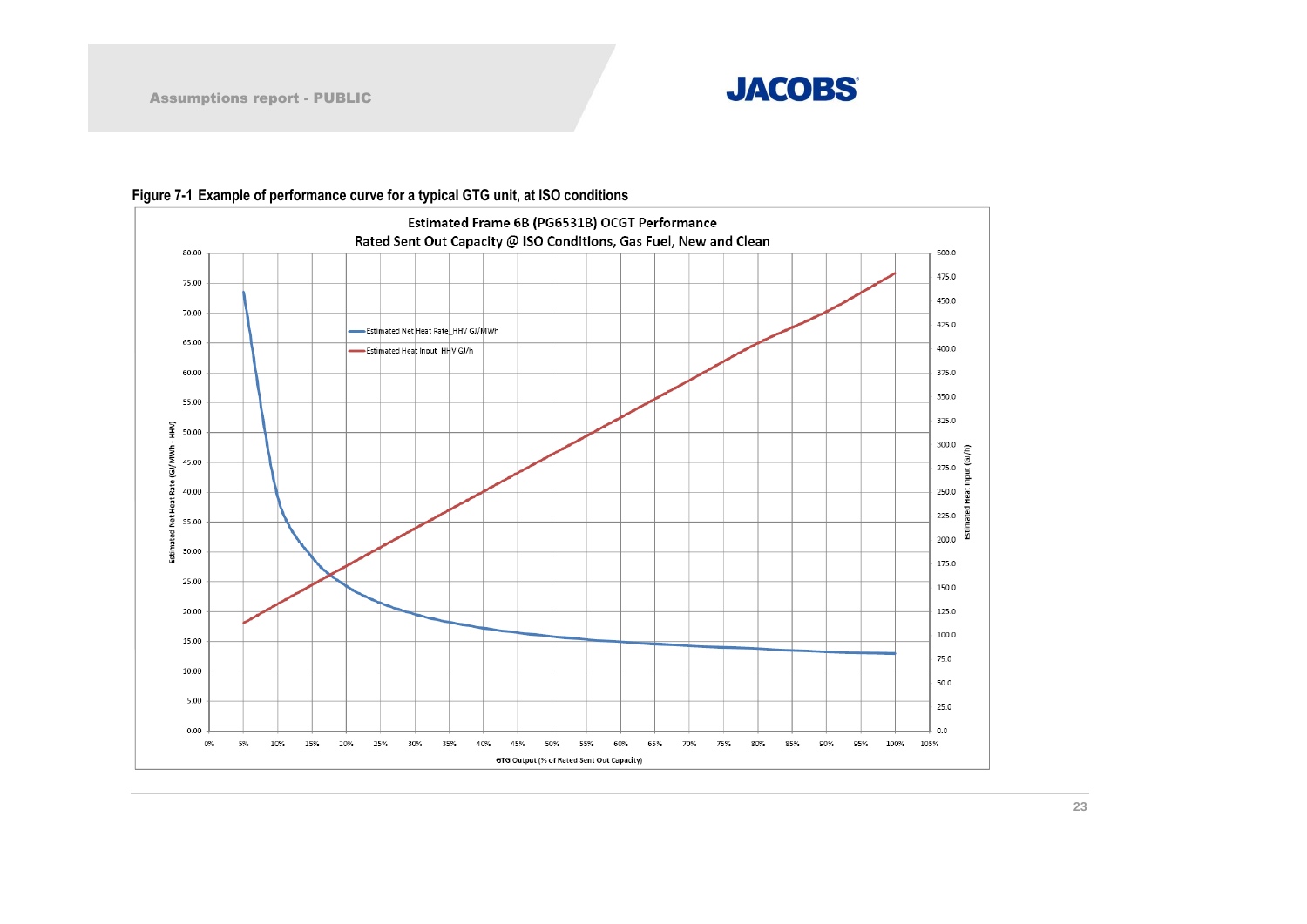**Figure 7-1 Example of performance curve for a typical GTG unit, at ISO conditions**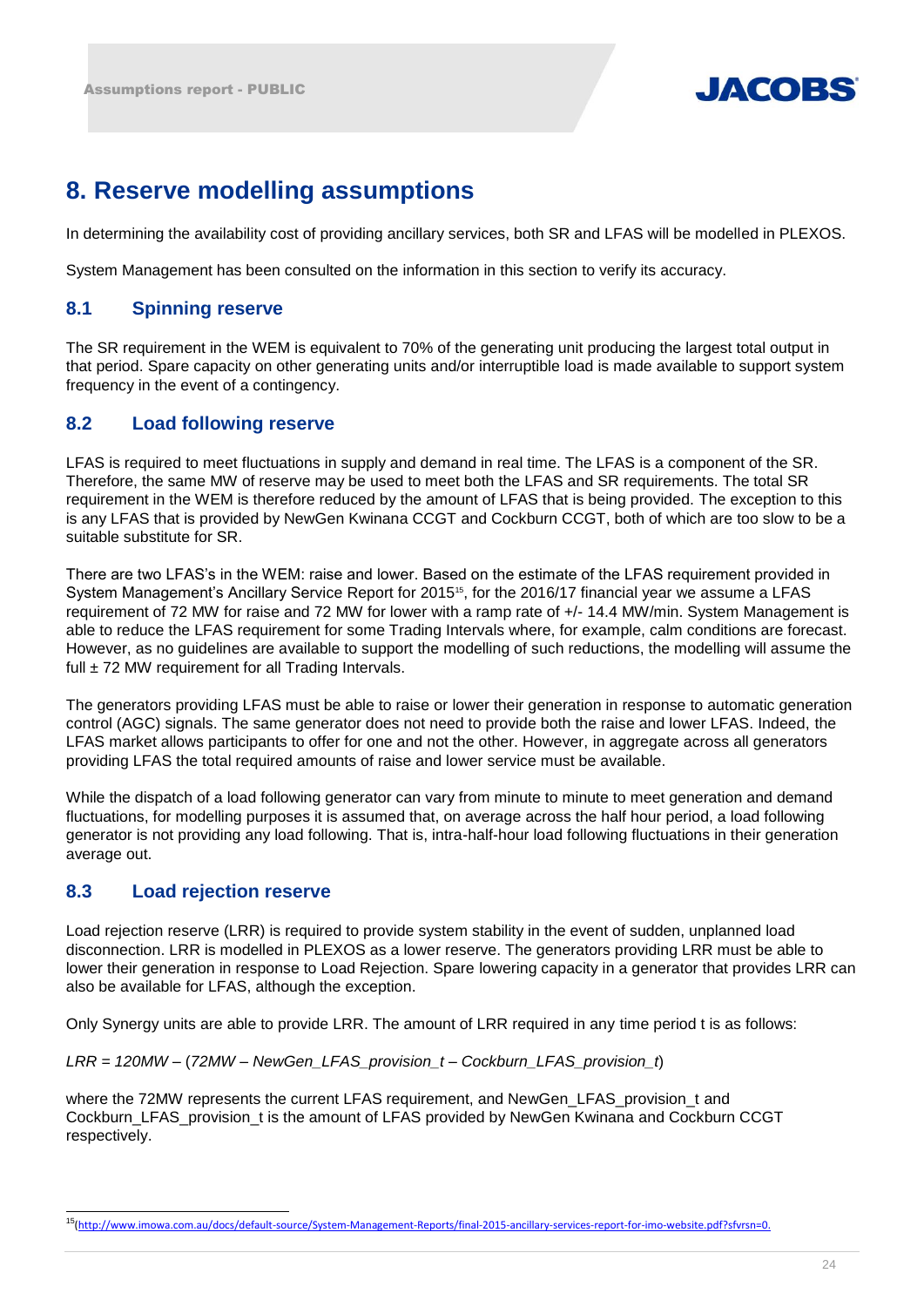# 8. Reserve modelling assumptions

In determining the availability cost of providing ancillary services, both SR and LFAS will be modelled in PLEXOS.

System Management has been consulted on the information in this section to verify its accuracy.

## 8.1 Spinning reserve

The SR requirement in the WEM is equivalent to 70% of the generating unit producing the largest total output in that period. Spare capacity on other generating units and/or interruptible load is made available to support system frequency in the event of a contingency.

## 8.2 Load following reserve

LFAS is required to meet fluctuations in supply and demand in real time. The LFAS is a component of the SR. Therefore, the same MW of reserve may be used to meet both the LFAS and SR requirements. The total SR requirement in the WEM is therefore reduced by the amount of LFAS that is being provided. The exception to this is any LFAS that is provided by NewGen Kwinana CCGT and Cockburn CCGT, both of which are too slow to be a suitable substitute for SR.

There are two LFAS's in the WEM: raise and lower. Based on the estimate of the LFAS requirement provided in System Management's Ancillary Service Report for 2015[15], for the 2016/17 financial year we assume a LFAS requirement of 72 MW for raise and 72 MW for lower with a ramp rate of +/- 14.4 MW/min. System Management is able to reduce the LFAS requirement for some Trading Intervals where, for example, calm conditions are forecast. However, as no guidelines are available to support the modelling of such reductions, the modelling will assume the full ± 72 MW requirement for all Trading Intervals.

The generators providing LFAS must be able to raise or lower their generation in response to automatic generation control (AGC) signals. The same generator does not need to provide both the raise and lower LFAS. Indeed, the LFAS market allows participants to offer for one and not the other. However, in aggregate across all generators providing LFAS the total required amounts of raise and lower service must be available.

While the dispatch of a load following generator can vary from minute to minute to meet generation and demand fluctuations, for modelling purposes it is assumed that, on average across the half hour period, a load following generator is not providing any load following. That is, intra-half-hour load following fluctuations in their generation average out.

## 8.3 Load rejection reserve

Load rejection reserve (LRR) is required to provide system stability in the event of sudden, unplanned load disconnection. LRR is modelled in PLEXOS as a lower reserve. The generators providing LRR must be able to lower their generation in response to Load Rejection. Spare lowering capacity in a generator that provides LRR can also be available for LFAS, although the exception.

Only Synergy units are able to provide LRR. The amount of LRR required in any time period t is as follows:

*LRR = 120MW – (72MW – NewGen_LFAS_provision_t – Cockburn_LFAS_provision_t)*

where the 72MW represents the current LFAS requirement, and NewGen_LFAS_provision_t and Cockburn_LFAS_provision_t is the amount of LFAS provided by NewGen Kwinana and Cockburn CCGT respectively.

---

[15](http://www.imowa.com.au/docs/default-source/System-Management-Reports/final-2015-ancillary-services-report-for-imo-website.pdf?sfvrsn=0.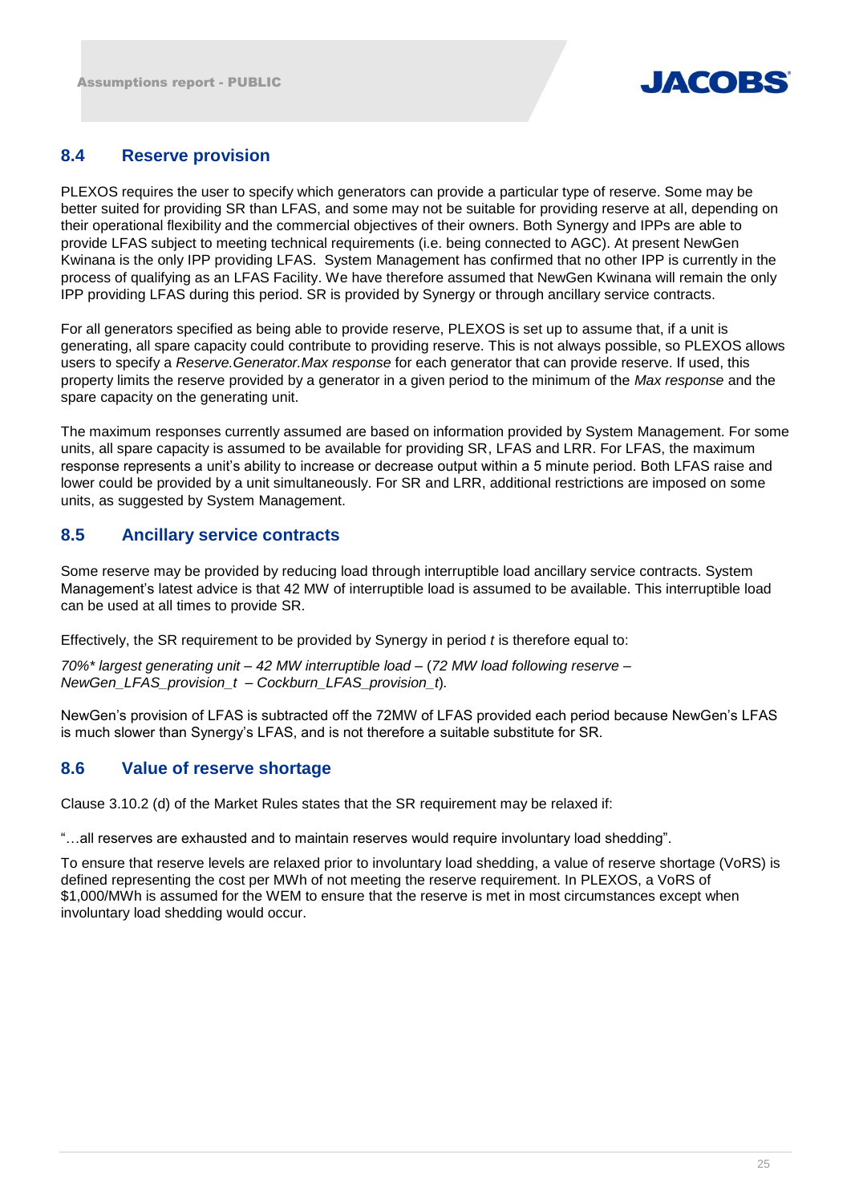## 8.4 Reserve provision

PLEXOS requires the user to specify which generators can provide a particular type of reserve. Some may be better suited for providing SR than LFAS, and some may not be suitable for providing reserve at all, depending on their operational flexibility and the commercial objectives of their owners. Both Synergy and IPPs are able to provide LFAS subject to meeting technical requirements (i.e. being connected to AGC). At present NewGen Kwinana is the only IPP providing LFAS. System Management has confirmed that no other IPP is currently in the process of qualifying as an LFAS Facility. We have therefore assumed that NewGen Kwinana will remain the only IPP providing LFAS during this period. SR is provided by Synergy or through ancillary service contracts.

For all generators specified as being able to provide reserve, PLEXOS is set up to assume that, if a unit is generating, all spare capacity could contribute to providing reserve. This is not always possible, so PLEXOS allows users to specify a *Reserve.Generator.Max response* for each generator that can provide reserve. If used, this property limits the reserve provided by a generator in a given period to the minimum of the *Max response* and the spare capacity on the generating unit.

The maximum responses currently assumed are based on information provided by System Management. For some units, all spare capacity is assumed to be available for providing SR, LFAS and LRR. For LFAS, the maximum response represents a unit's ability to increase or decrease output within a 5 minute period. Both LFAS raise and lower could be provided by a unit simultaneously. For SR and LRR, additional restrictions are imposed on some units, as suggested by System Management.

## 8.5 Ancillary service contracts

Some reserve may be provided by reducing load through interruptible load ancillary service contracts. System Management's latest advice is that 42 MW of interruptible load is assumed to be available. This interruptible load can be used at all times to provide SR.

Effectively, the SR requirement to be provided by Synergy in period *t* is therefore equal to:

*70%\* largest generating unit – 42 MW interruptible load –* (*72 MW load following reserve – NewGen_LFAS_provision_t – Cockburn_LFAS_provision_t*).

NewGen's provision of LFAS is subtracted off the 72MW of LFAS provided each period because NewGen's LFAS is much slower than Synergy's LFAS, and is not therefore a suitable substitute for SR.

## 8.6 Value of reserve shortage

Clause 3.10.2 (d) of the Market Rules states that the SR requirement may be relaxed if:

"…all reserves are exhausted and to maintain reserves would require involuntary load shedding".

To ensure that reserve levels are relaxed prior to involuntary load shedding, a value of reserve shortage (VoRS) is defined representing the cost per MWh of not meeting the reserve requirement. In PLEXOS, a VoRS of $1,000/MWh is assumed for the WEM to ensure that the reserve is met in most circumstances except when involuntary load shedding would occur.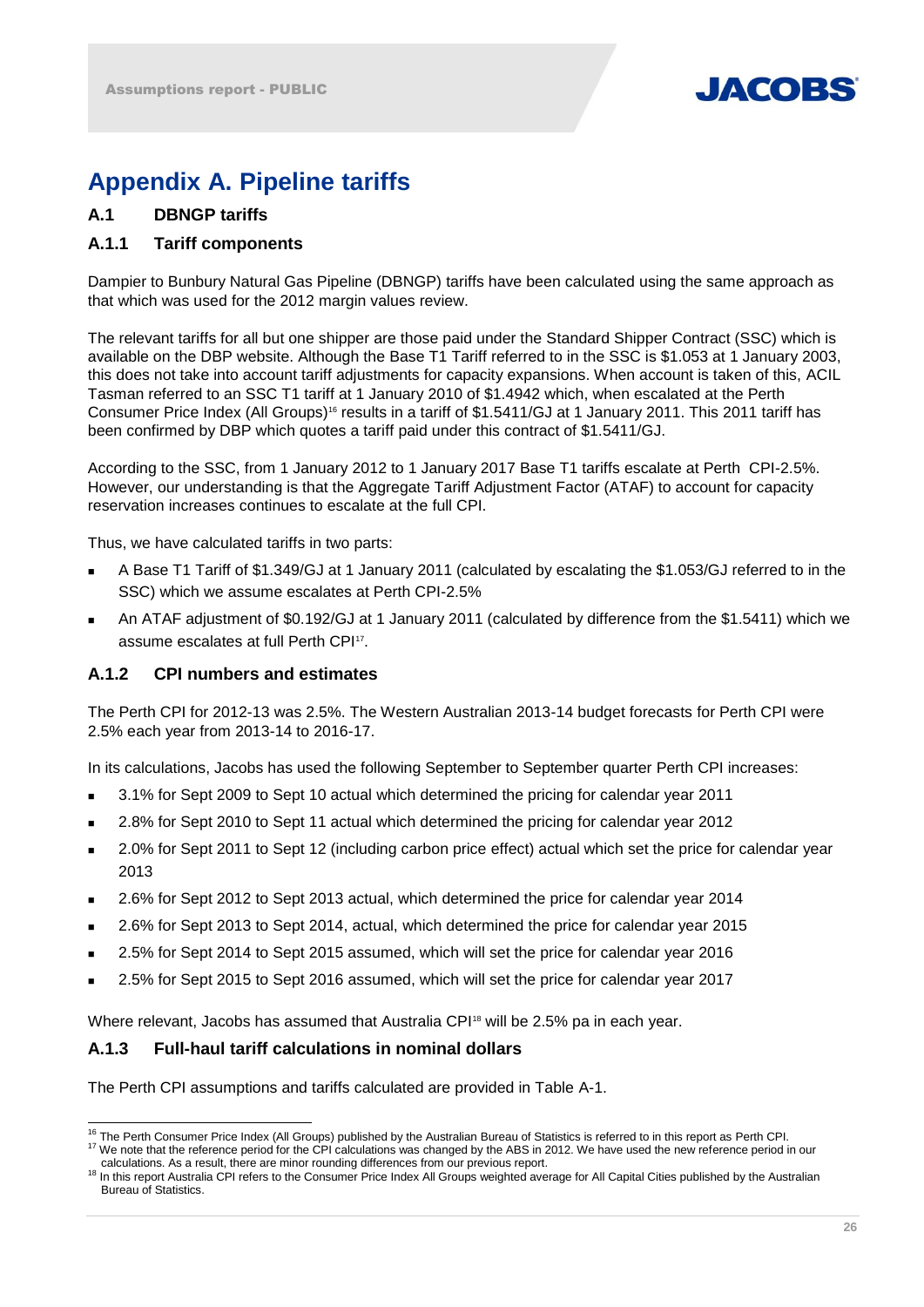# Appendix A. Pipeline tariffs

## A.1 DBNGP tariffs

### A.1.1 Tariff components

Dampier to Bunbury Natural Gas Pipeline (DBNGP) tariffs have been calculated using the same approach as that which was used for the 2012 margin values review.

The relevant tariffs for all but one shipper are those paid under the Standard Shipper Contract (SSC) which is available on the DBP website. Although the Base T1 Tariff referred to in the SSC is $1.053 at 1 January 2003, this does not take into account tariff adjustments for capacity expansions. When account is taken of this, ACIL Tasman referred to an SSC T1 tariff at 1 January 2010 of $1.4942 which, when escalated at the Perth Consumer Price Index (All Groups)[16] results in a tariff of $1.5411/GJ at 1 January 2011. This 2011 tariff has been confirmed by DBP which quotes a tariff paid under this contract of $1.5411/GJ.

According to the SSC, from 1 January 2012 to 1 January 2017 Base T1 tariffs escalate at Perth CPI-2.5%. However, our understanding is that the Aggregate Tariff Adjustment Factor (ATAF) to account for capacity reservation increases continues to escalate at the full CPI.

Thus, we have calculated tariffs in two parts:

- A Base T1 Tariff of $1.349/GJ at 1 January 2011 (calculated by escalating the $1.053/GJ referred to in the SSC) which we assume escalates at Perth CPI-2.5%
- An ATAF adjustment of $0.192/GJ at 1 January 2011 (calculated by difference from the $1.5411) which we assume escalates at full Perth CPI[17].

### A.1.2 CPI numbers and estimates

The Perth CPI for 2012-13 was 2.5%. The Western Australian 2013-14 budget forecasts for Perth CPI were 2.5% each year from 2013-14 to 2016-17.

In its calculations, Jacobs has used the following September to September quarter Perth CPI increases:

- 3.1% for Sept 2009 to Sept 10 actual which determined the pricing for calendar year 2011
- 2.8% for Sept 2010 to Sept 11 actual which determined the pricing for calendar year 2012
- 2.0% for Sept 2011 to Sept 12 (including carbon price effect) actual which set the price for calendar year 2013
- 2.6% for Sept 2012 to Sept 2013 actual, which determined the price for calendar year 2014
- 2.6% for Sept 2013 to Sept 2014, actual, which determined the price for calendar year 2015
- 2.5% for Sept 2014 to Sept 2015 assumed, which will set the price for calendar year 2016
- 2.5% for Sept 2015 to Sept 2016 assumed, which will set the price for calendar year 2017

Where relevant, Jacobs has assumed that Australia CPI[18] will be 2.5% pa in each year.

### A.1.3 Full-haul tariff calculations in nominal dollars

The Perth CPI assumptions and tariffs calculated are provided in Table A-1.

---

[16] The Perth Consumer Price Index (All Groups) published by the Australian Bureau of Statistics is referred to in this report as Perth CPI.

[17] We note that the reference period for the CPI calculations was changed by the ABS in 2012. We have used the new reference period in our calculations. As a result, there are minor rounding differences from our previous report.

[18] In this report Australia CPI refers to the Consumer Price Index All Groups weighted average for All Capital Cities published by the Australian Bureau of Statistics.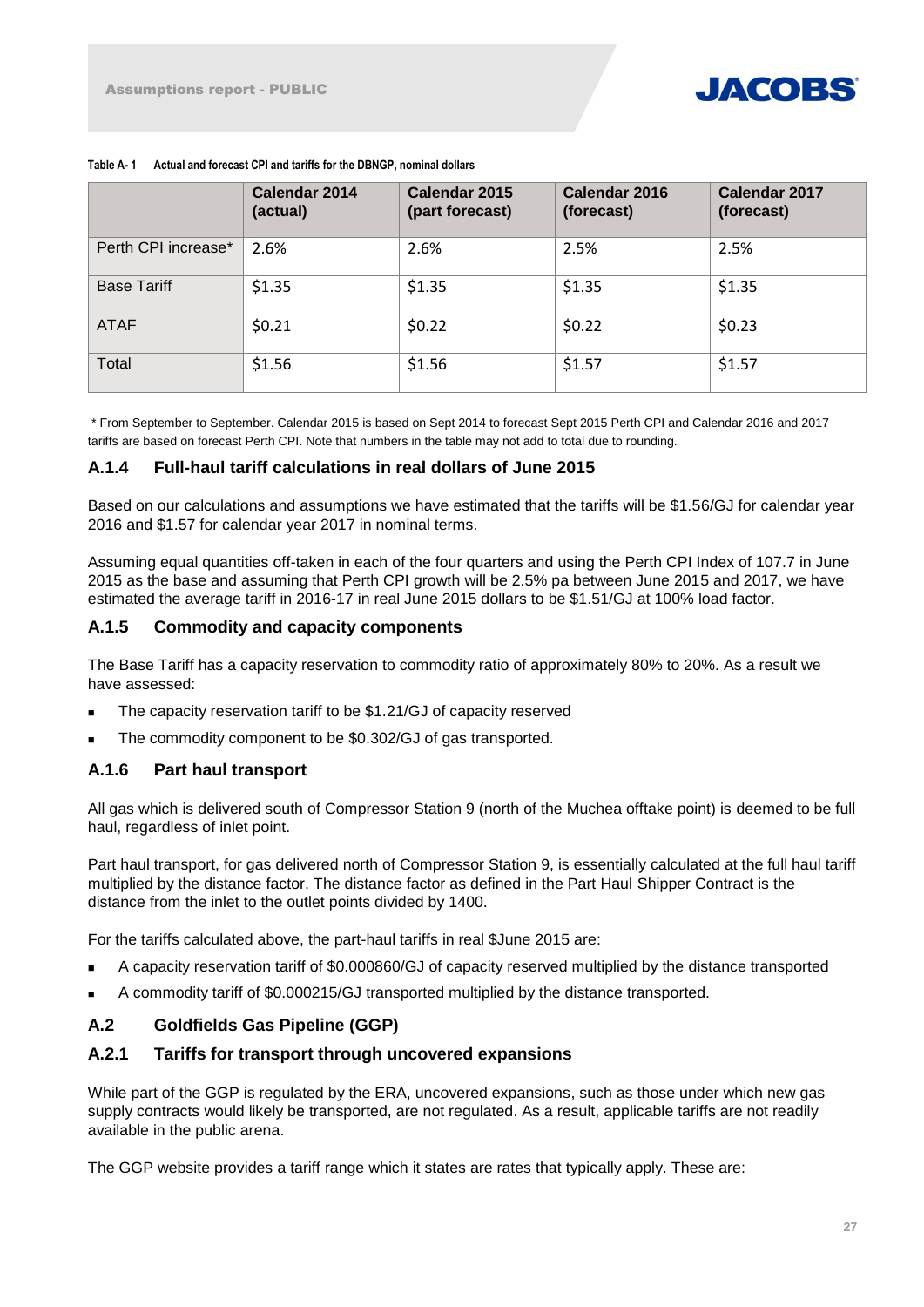**Table A- 1 Actual and forecast CPI and tariffs for the DBNGP, nominal dollars**

| | Calendar 2014 (actual) | Calendar 2015 (part forecast) | Calendar 2016 (forecast) | Calendar 2017 (forecast) |
|---|---|---|---|---|
| Perth CPI increase* | 2.6% | 2.6% | 2.5% | 2.5% |
| Base Tariff | $1.35 | $1.35 | $1.35 | $1.35 |
| ATAF | $0.21 | $0.22 | $0.22 | $0.23 |
| Total | $1.56 | $1.56 | $1.57 | $1.57 |

\* From September to September. Calendar 2015 is based on Sept 2014 to forecast Sept 2015 Perth CPI and Calendar 2016 and 2017 tariffs are based on forecast Perth CPI. Note that numbers in the table may not add to total due to rounding.

### A.1.4 Full-haul tariff calculations in real dollars of June 2015

Based on our calculations and assumptions we have estimated that the tariffs will be $1.56/GJ for calendar year 2016 and $1.57 for calendar year 2017 in nominal terms.

Assuming equal quantities off-taken in each of the four quarters and using the Perth CPI Index of 107.7 in June 2015 as the base and assuming that Perth CPI growth will be 2.5% pa between June 2015 and 2017, we have estimated the average tariff in 2016-17 in real June 2015 dollars to be $1.51/GJ at 100% load factor.

### A.1.5 Commodity and capacity components

The Base Tariff has a capacity reservation to commodity ratio of approximately 80% to 20%. As a result we have assessed:

- The capacity reservation tariff to be $1.21/GJ of capacity reserved
- The commodity component to be $0.302/GJ of gas transported.

### A.1.6 Part haul transport

All gas which is delivered south of Compressor Station 9 (north of the Muchea offtake point) is deemed to be full haul, regardless of inlet point.

Part haul transport, for gas delivered north of Compressor Station 9, is essentially calculated at the full haul tariff multiplied by the distance factor. The distance factor as defined in the Part Haul Shipper Contract is the distance from the inlet to the outlet points divided by 1400.

For the tariffs calculated above, the part-haul tariffs in real $June 2015 are:

- A capacity reservation tariff of $0.000860/GJ of capacity reserved multiplied by the distance transported
- A commodity tariff of $0.000215/GJ transported multiplied by the distance transported.

## A.2 Goldfields Gas Pipeline (GGP)

### A.2.1 Tariffs for transport through uncovered expansions

While part of the GGP is regulated by the ERA, uncovered expansions, such as those under which new gas supply contracts would likely be transported, are not regulated. As a result, applicable tariffs are not readily available in the public arena.

The GGP website provides a tariff range which it states are rates that typically apply. These are: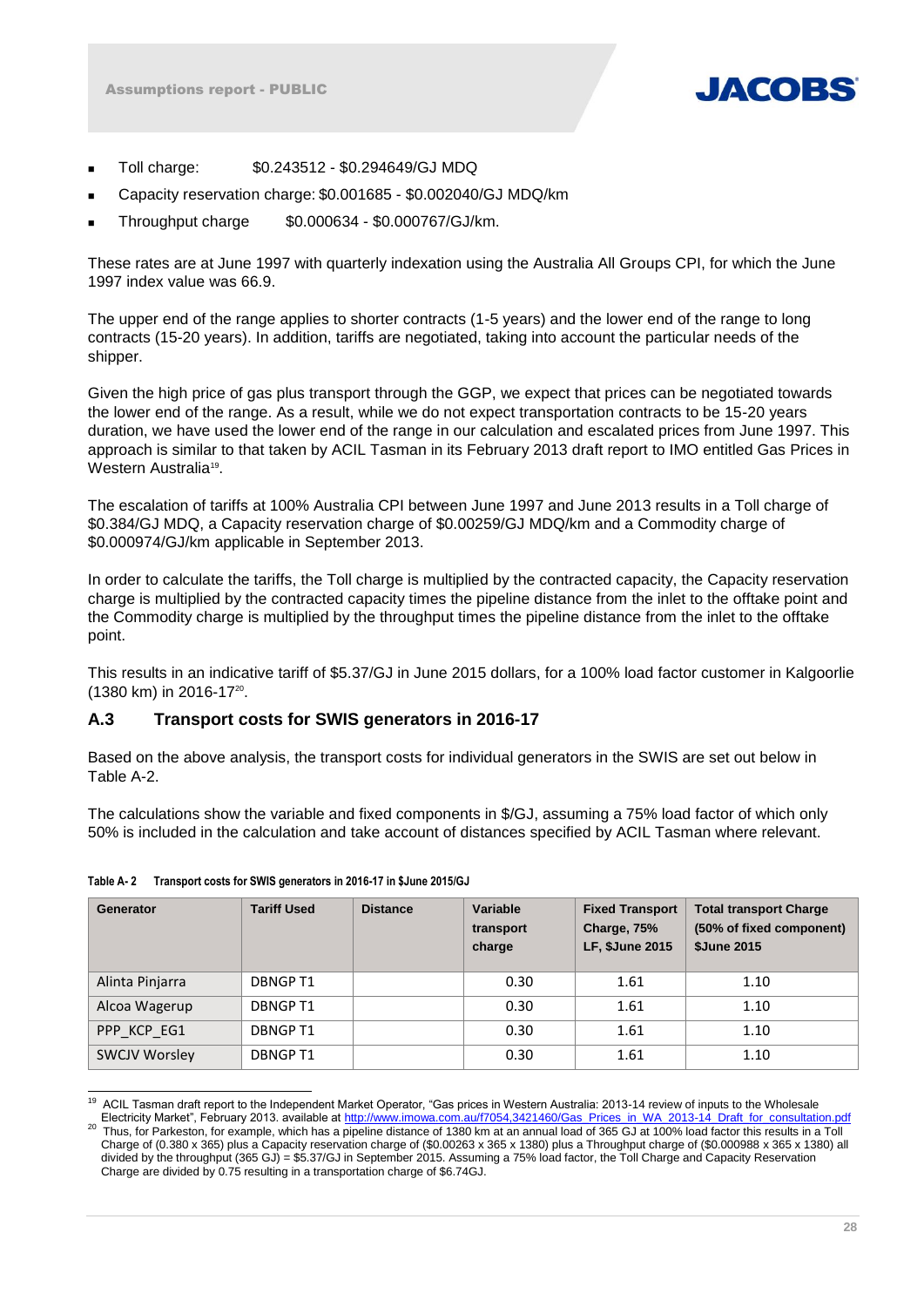- Toll charge: $0.243512 - $0.294649/GJ MDQ
- Capacity reservation charge: $0.001685 - $0.002040/GJ MDQ/km
- Throughput charge $0.000634 - $0.000767/GJ/km.

These rates are at June 1997 with quarterly indexation using the Australia All Groups CPI, for which the June 1997 index value was 66.9.

The upper end of the range applies to shorter contracts (1-5 years) and the lower end of the range to long contracts (15-20 years). In addition, tariffs are negotiated, taking into account the particular needs of the shipper.

Given the high price of gas plus transport through the GGP, we expect that prices can be negotiated towards the lower end of the range. As a result, while we do not expect transportation contracts to be 15-20 years duration, we have used the lower end of the range in our calculation and escalated prices from June 1997. This approach is similar to that taken by ACIL Tasman in its February 2013 draft report to IMO entitled Gas Prices in Western Australia[19].

The escalation of tariffs at 100% Australia CPI between June 1997 and June 2013 results in a Toll charge of $0.384/GJ MDQ, a Capacity reservation charge of $0.00259/GJ MDQ/km and a Commodity charge of $0.000974/GJ/km applicable in September 2013.

In order to calculate the tariffs, the Toll charge is multiplied by the contracted capacity, the Capacity reservation charge is multiplied by the contracted capacity times the pipeline distance from the inlet to the offtake point and the Commodity charge is multiplied by the throughput times the pipeline distance from the inlet to the offtake point.

This results in an indicative tariff of $5.37/GJ in June 2015 dollars, for a 100% load factor customer in Kalgoorlie (1380 km) in 2016-17[20].

### A.3 Transport costs for SWIS generators in 2016-17

Based on the above analysis, the transport costs for individual generators in the SWIS are set out below in Table A-2.

The calculations show the variable and fixed components in $/GJ, assuming a 75% load factor of which only 50% is included in the calculation and take account of distances specified by ACIL Tasman where relevant.

**Table A- 2 Transport costs for SWIS generators in 2016-17 in $June 2015/GJ**

| Generator | Tariff Used | Distance | Variable transport charge | Fixed Transport Charge, 75% LF, $June 2015 | Total transport Charge (50% of fixed component) $June 2015 |
|---|---|---|---|---|---|
| Alinta Pinjarra | DBNGP T1 | | 0.30 | 1.61 | 1.10 |
| Alcoa Wagerup | DBNGP T1 | | 0.30 | 1.61 | 1.10 |
| PPP_KCP_EG1 | DBNGP T1 | | 0.30 | 1.61 | 1.10 |
| SWCJV Worsley | DBNGP T1 | | 0.30 | 1.61 | 1.10 |

[19] ACIL Tasman draft report to the Independent Market Operator, "Gas prices in Western Australia: 2013-14 review of inputs to the Wholesale Electricity Market", February 2013. available at http://www.imowa.com.au/f7054,3421460/Gas_Prices_in_WA_2013-14_Draft_for_consultation.pdf

[20] Thus, for Parkeston, for example, which has a pipeline distance of 1380 km at an annual load of 365 GJ at 100% load factor this results in a Toll Charge of (0.380 x 365) plus a Capacity reservation charge of ($0.00263 x 365 x 1380) plus a Throughput charge of ($0.000988 x 365 x 1380) all divided by the throughput (365 GJ) = $5.37/GJ in September 2015. Assuming a 75% load factor, the Toll Charge and Capacity Reservation Charge are divided by 0.75 resulting in a transportation charge of $6.74GJ.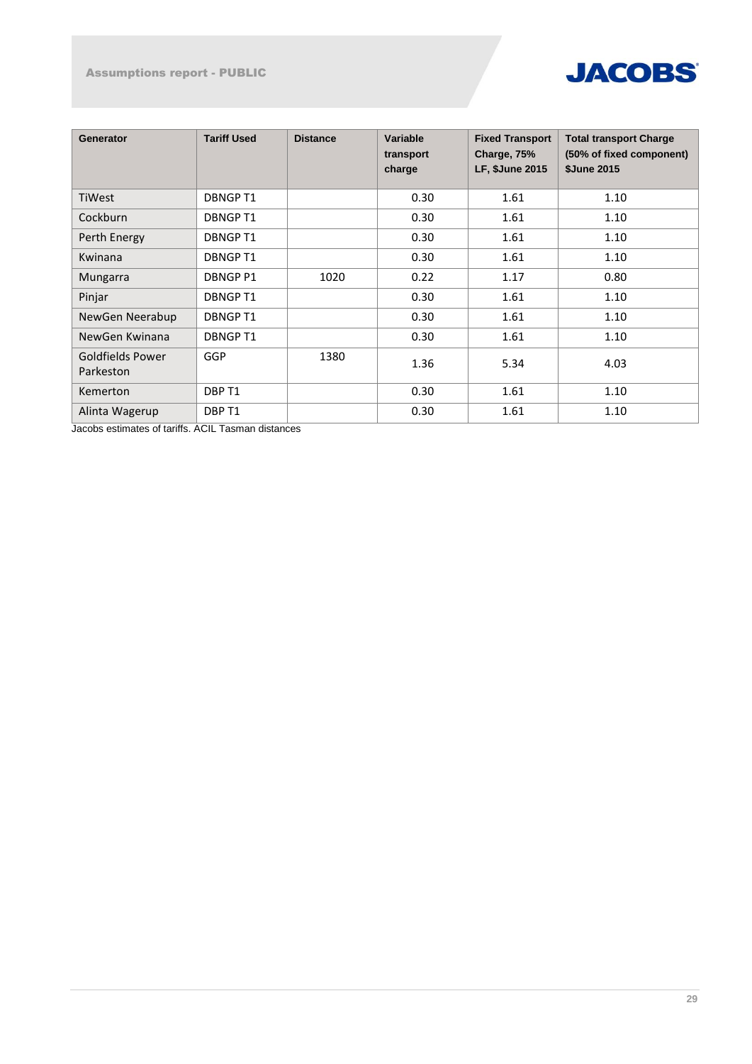| Generator | Tariff Used | Distance | Variable transport charge | Fixed Transport Charge, 75% LF, $June 2015 | Total transport Charge (50% of fixed component) $June 2015 |
|---|---|---|---|---|---|
| TiWest | DBNGP T1 | | 0.30 | 1.61 | 1.10 |
| Cockburn | DBNGP T1 | | 0.30 | 1.61 | 1.10 |
| Perth Energy | DBNGP T1 | | 0.30 | 1.61 | 1.10 |
| Kwinana | DBNGP T1 | | 0.30 | 1.61 | 1.10 |
| Mungarra | DBNGP P1 | 1020 | 0.22 | 1.17 | 0.80 |
| Pinjar | DBNGP T1 | | 0.30 | 1.61 | 1.10 |
| NewGen Neerabup | DBNGP T1 | | 0.30 | 1.61 | 1.10 |
| NewGen Kwinana | DBNGP T1 | | 0.30 | 1.61 | 1.10 |
| Goldfields Power Parkeston | GGP | 1380 | 1.36 | 5.34 | 4.03 |
| Kemerton | DBP T1 | | 0.30 | 1.61 | 1.10 |
| Alinta Wagerup | DBP T1 | | 0.30 | 1.61 | 1.10 |

Jacobs estimates of tariffs. ACIL Tasman distances